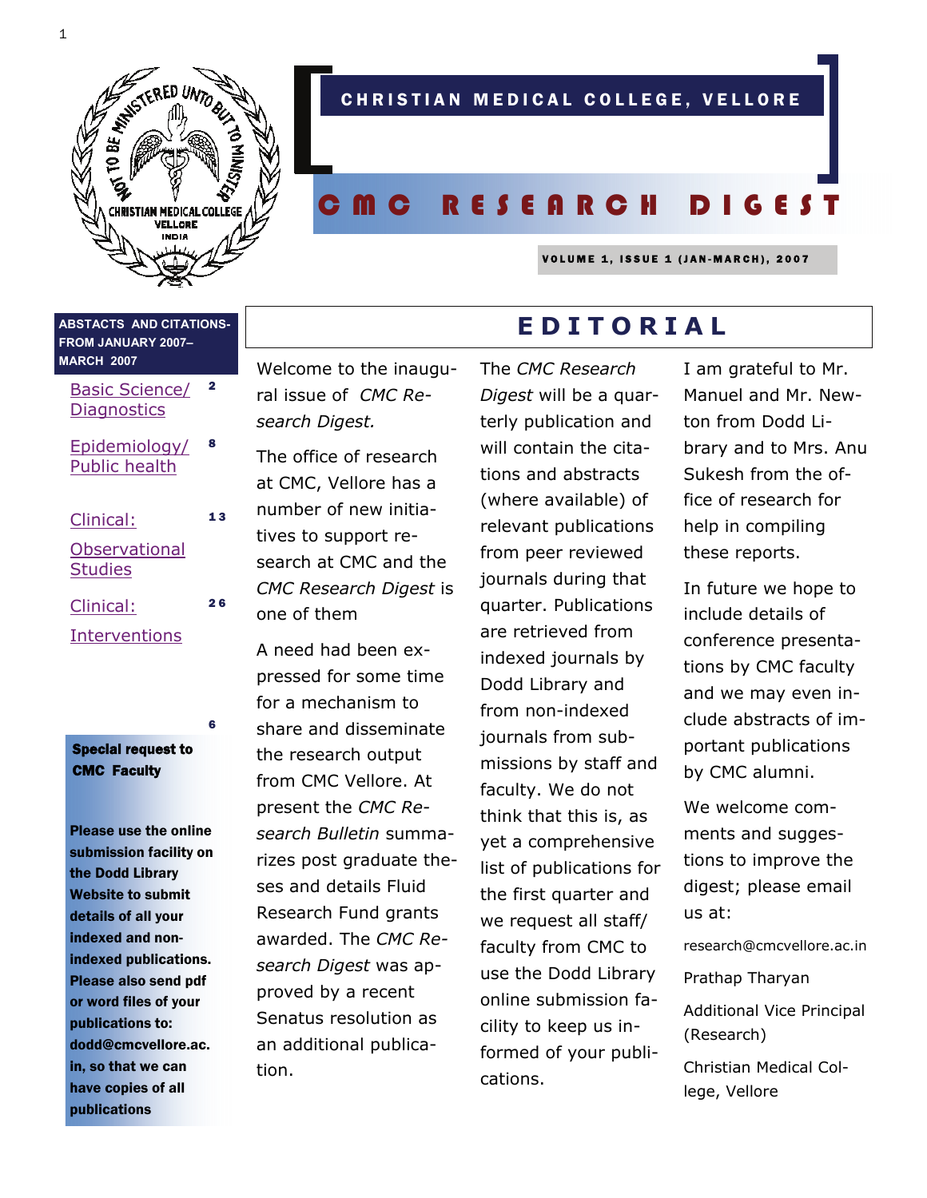CHRISTIAN MEDICAL COLLEGE, VELLORE

# CMC RESEARCH DIGEST

VOLUME 1, ISSUE 1 (JAN-MARCH), 2007

**ABSTACTS AND CITATIONS- FROM JANUARY 2007– MARCH 2007**

| | |
|---|---|
| Basic Science/ Diagnostics | 2 |
| Epidemiology/ Public health | 8 |
| Clinical: Observational Studies | 13 |
| Clinical: Interventions | 26 |
| | 6 |

**Special request to CMC Faculty**

**Please use the online submission facility on the Dodd Library Website to submit details of all your indexed and non-indexed publications. Please also send pdf or word files of your publications to: dodd@cmcvellore.ac.in, so that we can have copies of all publications**

## EDITORIAL

Welcome to the inaugural issue of *CMC Research Digest.*

The office of research at CMC, Vellore has a number of new initiatives to support research at CMC and the *CMC Research Digest* is one of them

A need had been expressed for some time for a mechanism to share and disseminate the research output from CMC Vellore. At present the *CMC Research Bulletin* summarizes post graduate theses and details Fluid Research Fund grants awarded. The *CMC Research Digest* was approved by a recent Senatus resolution as an additional publication.

The *CMC Research Digest* will be a quarterly publication and will contain the citations and abstracts (where available) of relevant publications from peer reviewed journals during that quarter. Publications are retrieved from indexed journals by Dodd Library and from non-indexed journals from submissions by staff and faculty. We do not think that this is, as yet a comprehensive list of publications for the first quarter and we request all staff/ faculty from CMC to use the Dodd Library online submission facility to keep us informed of your publications.

I am grateful to Mr. Manuel and Mr. Newton from Dodd Library and to Mrs. Anu Sukesh from the office of research for help in compiling these reports.

In future we hope to include details of conference presentations by CMC faculty and we may even include abstracts of important publications by CMC alumni.

We welcome comments and suggestions to improve the digest; please email us at:

research@cmcvellore.ac.in

Prathap Tharyan

Additional Vice Principal (Research)

Christian Medical College, Vellore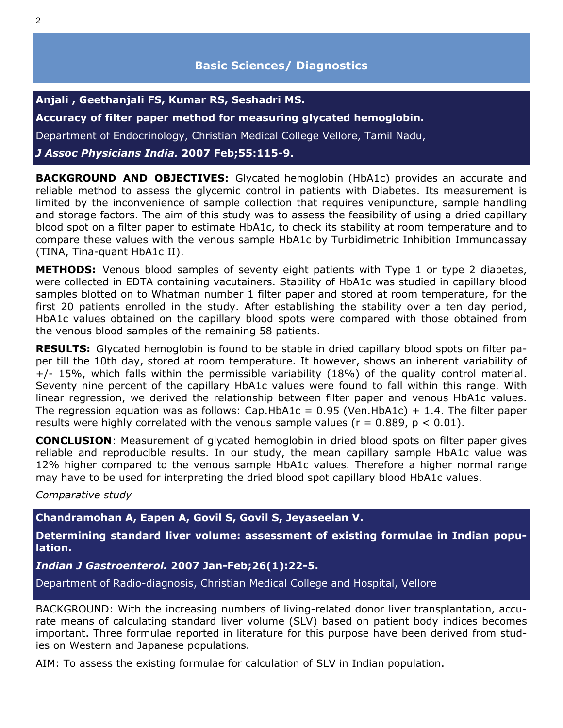## Basic Sciences/ Diagnostics

**Anjali , Geethanjali FS, Kumar RS, Seshadri MS.**

**Accuracy of filter paper method for measuring glycated hemoglobin.**

Department of Endocrinology, Christian Medical College Vellore, Tamil Nadu,

***J Assoc Physicians India.* 2007 Feb;55:115-9.**

**BACKGROUND AND OBJECTIVES:** Glycated hemoglobin (HbA1c) provides an accurate and reliable method to assess the glycemic control in patients with Diabetes. Its measurement is limited by the inconvenience of sample collection that requires venipuncture, sample handling and storage factors. The aim of this study was to assess the feasibility of using a dried capillary blood spot on a filter paper to estimate HbA1c, to check its stability at room temperature and to compare these values with the venous sample HbA1c by Turbidimetric Inhibition Immunoassay (TINA, Tina-quant HbA1c II).

**METHODS:** Venous blood samples of seventy eight patients with Type 1 or type 2 diabetes, were collected in EDTA containing vacutainers. Stability of HbA1c was studied in capillary blood samples blotted on to Whatman number 1 filter paper and stored at room temperature, for the first 20 patients enrolled in the study. After establishing the stability over a ten day period, HbA1c values obtained on the capillary blood spots were compared with those obtained from the venous blood samples of the remaining 58 patients.

**RESULTS:** Glycated hemoglobin is found to be stable in dried capillary blood spots on filter paper till the 10th day, stored at room temperature. It however, shows an inherent variability of +/- 15%, which falls within the permissible variability (18%) of the quality control material. Seventy nine percent of the capillary HbA1c values were found to fall within this range. With linear regression, we derived the relationship between filter paper and venous HbA1c values. The regression equation was as follows: Cap.HbA1c = 0.95 (Ven.HbA1c) + 1.4. The filter paper results were highly correlated with the venous sample values ($r = 0.889$, $p < 0.01$).

**CONCLUSION**: Measurement of glycated hemoglobin in dried blood spots on filter paper gives reliable and reproducible results. In our study, the mean capillary sample HbA1c value was 12% higher compared to the venous sample HbA1c values. Therefore a higher normal range may have to be used for interpreting the dried blood spot capillary blood HbA1c values.

*Comparative study*

**Chandramohan A, Eapen A, Govil S, Govil S, Jeyaseelan V.**

**Determining standard liver volume: assessment of existing formulae in Indian population.**

***Indian J Gastroenterol.* 2007 Jan-Feb;26(1):22-5.**

Department of Radio-diagnosis, Christian Medical College and Hospital, Vellore

BACKGROUND: With the increasing numbers of living-related donor liver transplantation, accurate means of calculating standard liver volume (SLV) based on patient body indices becomes important. Three formulae reported in literature for this purpose have been derived from studies on Western and Japanese populations.

AIM: To assess the existing formulae for calculation of SLV in Indian population.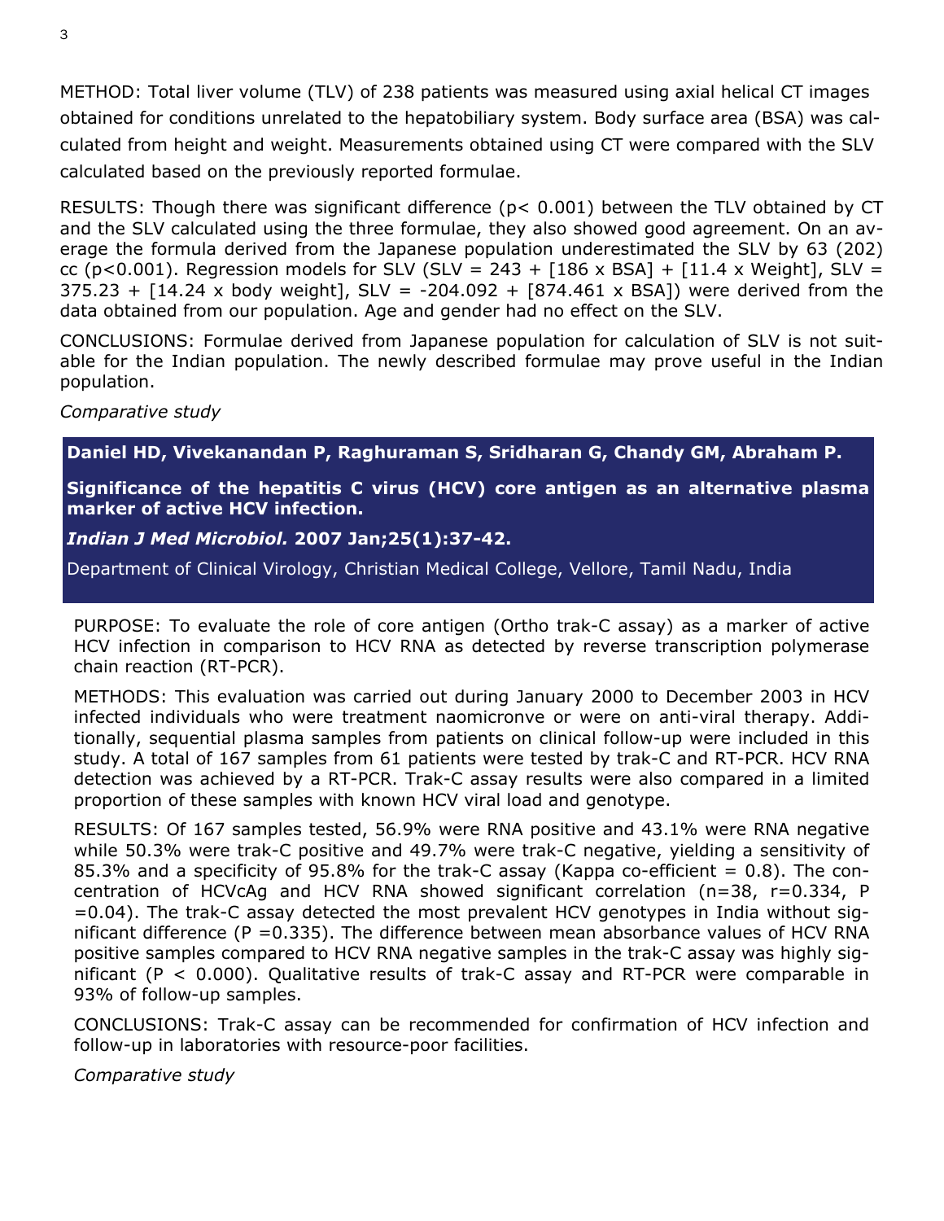METHOD: Total liver volume (TLV) of 238 patients was measured using axial helical CT images obtained for conditions unrelated to the hepatobiliary system. Body surface area (BSA) was calculated from height and weight. Measurements obtained using CT were compared with the SLV calculated based on the previously reported formulae.

RESULTS: Though there was significant difference ($p < 0.001$) between the TLV obtained by CT and the SLV calculated using the three formulae, they also showed good agreement. On an average the formula derived from the Japanese population underestimated the SLV by 63 (202) cc ($p<0.001$). Regression models for SLV (SLV = 243 + [186 x BSA] + [11.4 x Weight], SLV = 375.23 + [14.24 x body weight], SLV = -204.092 + [874.461 x BSA]) were derived from the data obtained from our population. Age and gender had no effect on the SLV.

CONCLUSIONS: Formulae derived from Japanese population for calculation of SLV is not suitable for the Indian population. The newly described formulae may prove useful in the Indian population.

*Comparative study*

**Daniel HD, Vivekanandan P, Raghuraman S, Sridharan G, Chandy GM, Abraham P.**

**Significance of the hepatitis C virus (HCV) core antigen as an alternative plasma marker of active HCV infection.**

***Indian J Med Microbiol.* 2007 Jan;25(1):37-42.**

Department of Clinical Virology, Christian Medical College, Vellore, Tamil Nadu, India

PURPOSE: To evaluate the role of core antigen (Ortho trak-C assay) as a marker of active HCV infection in comparison to HCV RNA as detected by reverse transcription polymerase chain reaction (RT-PCR).

METHODS: This evaluation was carried out during January 2000 to December 2003 in HCV infected individuals who were treatment naomicronve or were on anti-viral therapy. Additionally, sequential plasma samples from patients on clinical follow-up were included in this study. A total of 167 samples from 61 patients were tested by trak-C and RT-PCR. HCV RNA detection was achieved by a RT-PCR. Trak-C assay results were also compared in a limited proportion of these samples with known HCV viral load and genotype.

RESULTS: Of 167 samples tested, 56.9% were RNA positive and 43.1% were RNA negative while 50.3% were trak-C positive and 49.7% were trak-C negative, yielding a sensitivity of 85.3% and a specificity of 95.8% for the trak-C assay (Kappa co-efficient = 0.8). The concentration of HCVcAg and HCV RNA showed significant correlation ($n=38$, $r=0.334$, $P = 0.04$). The trak-C assay detected the most prevalent HCV genotypes in India without significant difference ($P = 0.335$). The difference between mean absorbance values of HCV RNA positive samples compared to HCV RNA negative samples in the trak-C assay was highly significant ($P < 0.000$). Qualitative results of trak-C assay and RT-PCR were comparable in 93% of follow-up samples.

CONCLUSIONS: Trak-C assay can be recommended for confirmation of HCV infection and follow-up in laboratories with resource-poor facilities.

*Comparative study*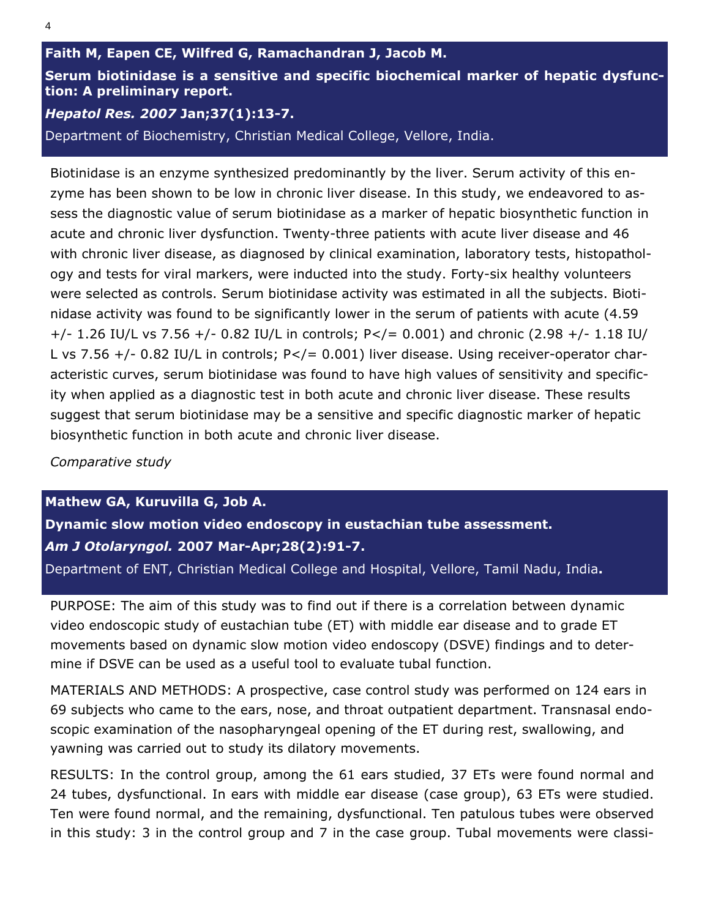**Faith M, Eapen CE, Wilfred G, Ramachandran J, Jacob M.**

**Serum biotinidase is a sensitive and specific biochemical marker of hepatic dysfunction: A preliminary report.**

***Hepatol Res. 2007* Jan;37(1):13-7.**

Department of Biochemistry, Christian Medical College, Vellore, India.

Biotinidase is an enzyme synthesized predominantly by the liver. Serum activity of this enzyme has been shown to be low in chronic liver disease. In this study, we endeavored to assess the diagnostic value of serum biotinidase as a marker of hepatic biosynthetic function in acute and chronic liver dysfunction. Twenty-three patients with acute liver disease and 46 with chronic liver disease, as diagnosed by clinical examination, laboratory tests, histopathology and tests for viral markers, were inducted into the study. Forty-six healthy volunteers were selected as controls. Serum biotinidase activity was estimated in all the subjects. Biotinidase activity was found to be significantly lower in the serum of patients with acute (4.59 +/- 1.26 IU/L vs 7.56 +/- 0.82 IU/L in controls; P</= 0.001) and chronic (2.98 +/- 1.18 IU/L vs 7.56 +/- 0.82 IU/L in controls; P</= 0.001) liver disease. Using receiver-operator characteristic curves, serum biotinidase was found to have high values of sensitivity and specificity when applied as a diagnostic test in both acute and chronic liver disease. These results suggest that serum biotinidase may be a sensitive and specific diagnostic marker of hepatic biosynthetic function in both acute and chronic liver disease.

*Comparative study*

**Mathew GA, Kuruvilla G, Job A.**

**Dynamic slow motion video endoscopy in eustachian tube assessment.**

***Am J Otolaryngol.* 2007 Mar-Apr;28(2):91-7.**

Department of ENT, Christian Medical College and Hospital, Vellore, Tamil Nadu, India**.**

PURPOSE: The aim of this study was to find out if there is a correlation between dynamic video endoscopic study of eustachian tube (ET) with middle ear disease and to grade ET movements based on dynamic slow motion video endoscopy (DSVE) findings and to determine if DSVE can be used as a useful tool to evaluate tubal function.

MATERIALS AND METHODS: A prospective, case control study was performed on 124 ears in 69 subjects who came to the ears, nose, and throat outpatient department. Transnasal endoscopic examination of the nasopharyngeal opening of the ET during rest, swallowing, and yawning was carried out to study its dilatory movements.

RESULTS: In the control group, among the 61 ears studied, 37 ETs were found normal and 24 tubes, dysfunctional. In ears with middle ear disease (case group), 63 ETs were studied. Ten were found normal, and the remaining, dysfunctional. Ten patulous tubes were observed in this study: 3 in the control group and 7 in the case group. Tubal movements were classi-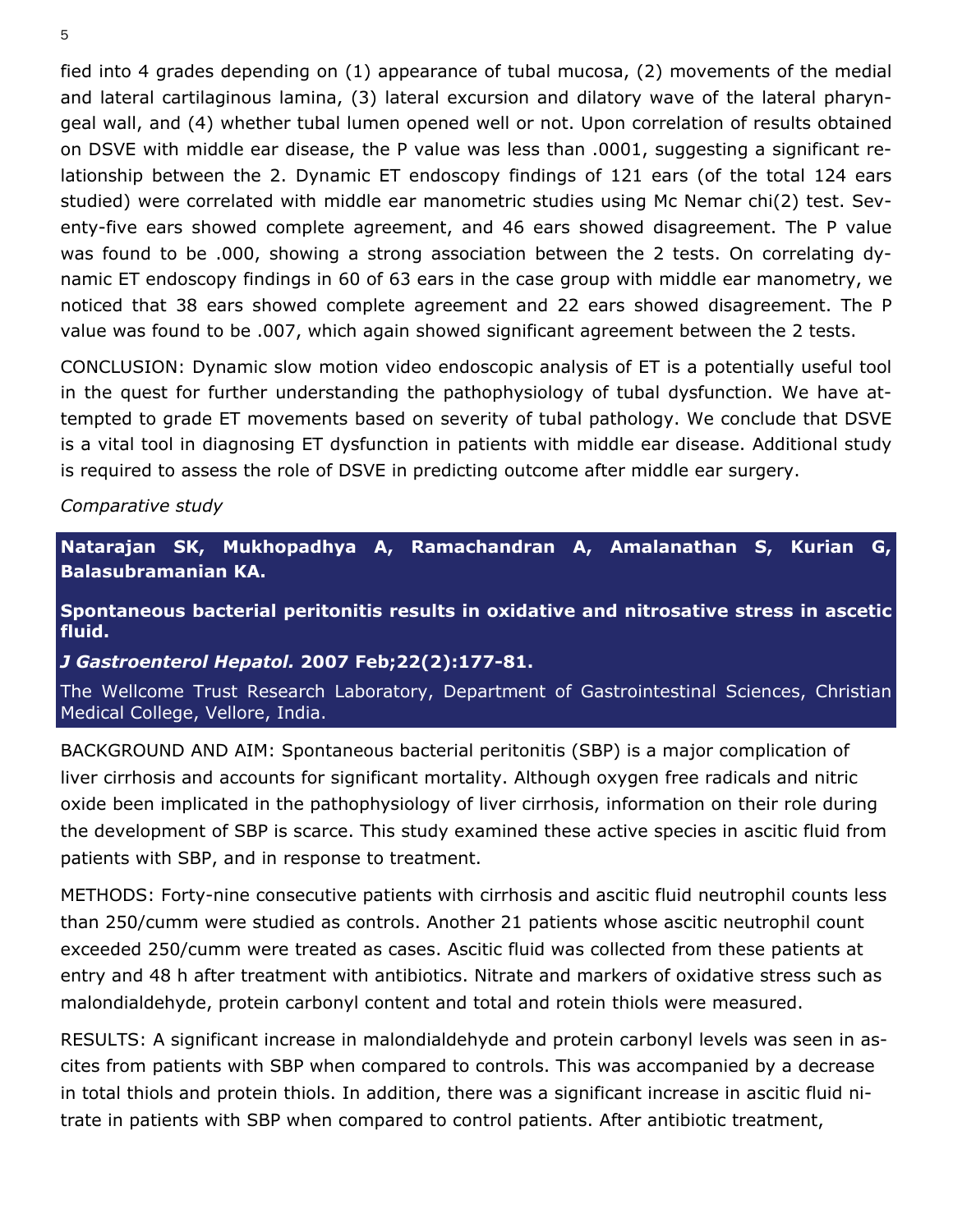fied into 4 grades depending on (1) appearance of tubal mucosa, (2) movements of the medial and lateral cartilaginous lamina, (3) lateral excursion and dilatory wave of the lateral pharyngeal wall, and (4) whether tubal lumen opened well or not. Upon correlation of results obtained on DSVE with middle ear disease, the P value was less than .0001, suggesting a significant relationship between the 2. Dynamic ET endoscopy findings of 121 ears (of the total 124 ears studied) were correlated with middle ear manometric studies using Mc Nemar chi(2) test. Seventy-five ears showed complete agreement, and 46 ears showed disagreement. The P value was found to be .000, showing a strong association between the 2 tests. On correlating dynamic ET endoscopy findings in 60 of 63 ears in the case group with middle ear manometry, we noticed that 38 ears showed complete agreement and 22 ears showed disagreement. The P value was found to be .007, which again showed significant agreement between the 2 tests.

CONCLUSION: Dynamic slow motion video endoscopic analysis of ET is a potentially useful tool in the quest for further understanding the pathophysiology of tubal dysfunction. We have attempted to grade ET movements based on severity of tubal pathology. We conclude that DSVE is a vital tool in diagnosing ET dysfunction in patients with middle ear disease. Additional study is required to assess the role of DSVE in predicting outcome after middle ear surgery.

*Comparative study*

**Natarajan SK, Mukhopadhya A, Ramachandran A, Amalanathan S, Kurian G, Balasubramanian KA.**

**Spontaneous bacterial peritonitis results in oxidative and nitrosative stress in ascetic fluid.**

***J Gastroenterol Hepatol.* 2007 Feb;22(2):177-81.**

The Wellcome Trust Research Laboratory, Department of Gastrointestinal Sciences, Christian Medical College, Vellore, India.

BACKGROUND AND AIM: Spontaneous bacterial peritonitis (SBP) is a major complication of liver cirrhosis and accounts for significant mortality. Although oxygen free radicals and nitric oxide been implicated in the pathophysiology of liver cirrhosis, information on their role during the development of SBP is scarce. This study examined these active species in ascitic fluid from patients with SBP, and in response to treatment.

METHODS: Forty-nine consecutive patients with cirrhosis and ascitic fluid neutrophil counts less than 250/cumm were studied as controls. Another 21 patients whose ascitic neutrophil count exceeded 250/cumm were treated as cases. Ascitic fluid was collected from these patients at entry and 48 h after treatment with antibiotics. Nitrate and markers of oxidative stress such as malondialdehyde, protein carbonyl content and total and rotein thiols were measured.

RESULTS: A significant increase in malondialdehyde and protein carbonyl levels was seen in ascites from patients with SBP when compared to controls. This was accompanied by a decrease in total thiols and protein thiols. In addition, there was a significant increase in ascitic fluid nitrate in patients with SBP when compared to control patients. After antibiotic treatment,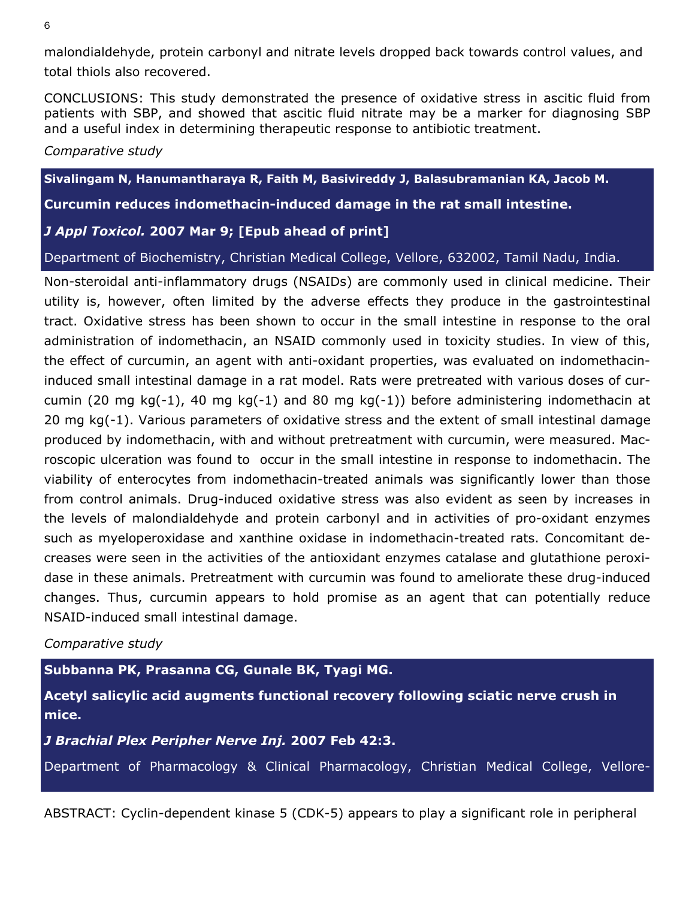malondialdehyde, protein carbonyl and nitrate levels dropped back towards control values, and total thiols also recovered.

CONCLUSIONS: This study demonstrated the presence of oxidative stress in ascitic fluid from patients with SBP, and showed that ascitic fluid nitrate may be a marker for diagnosing SBP and a useful index in determining therapeutic response to antibiotic treatment.

*Comparative study*

**Sivalingam N, Hanumantharaya R, Faith M, Basivireddy J, Balasubramanian KA, Jacob M.**

**Curcumin reduces indomethacin-induced damage in the rat small intestine.**

***J Appl Toxicol.* 2007 Mar 9; [Epub ahead of print]**

Department of Biochemistry, Christian Medical College, Vellore, 632002, Tamil Nadu, India.

Non-steroidal anti-inflammatory drugs (NSAIDs) are commonly used in clinical medicine. Their utility is, however, often limited by the adverse effects they produce in the gastrointestinal tract. Oxidative stress has been shown to occur in the small intestine in response to the oral administration of indomethacin, an NSAID commonly used in toxicity studies. In view of this, the effect of curcumin, an agent with anti-oxidant properties, was evaluated on indomethacin-induced small intestinal damage in a rat model. Rats were pretreated with various doses of curcumin (20 mg kg(-1), 40 mg kg(-1) and 80 mg kg(-1)) before administering indomethacin at 20 mg kg(-1). Various parameters of oxidative stress and the extent of small intestinal damage produced by indomethacin, with and without pretreatment with curcumin, were measured. Macroscopic ulceration was found to occur in the small intestine in response to indomethacin. The viability of enterocytes from indomethacin-treated animals was significantly lower than those from control animals. Drug-induced oxidative stress was also evident as seen by increases in the levels of malondialdehyde and protein carbonyl and in activities of pro-oxidant enzymes such as myeloperoxidase and xanthine oxidase in indomethacin-treated rats. Concomitant decreases were seen in the activities of the antioxidant enzymes catalase and glutathione peroxidase in these animals. Pretreatment with curcumin was found to ameliorate these drug-induced changes. Thus, curcumin appears to hold promise as an agent that can potentially reduce NSAID-induced small intestinal damage.

*Comparative study*

**Subbanna PK, Prasanna CG, Gunale BK, Tyagi MG.**

**Acetyl salicylic acid augments functional recovery following sciatic nerve crush in mice.**

***J Brachial Plex Peripher Nerve Inj.* 2007 Feb 42:3.**

Department of Pharmacology & Clinical Pharmacology, Christian Medical College, Vellore-

ABSTRACT: Cyclin-dependent kinase 5 (CDK-5) appears to play a significant role in peripheral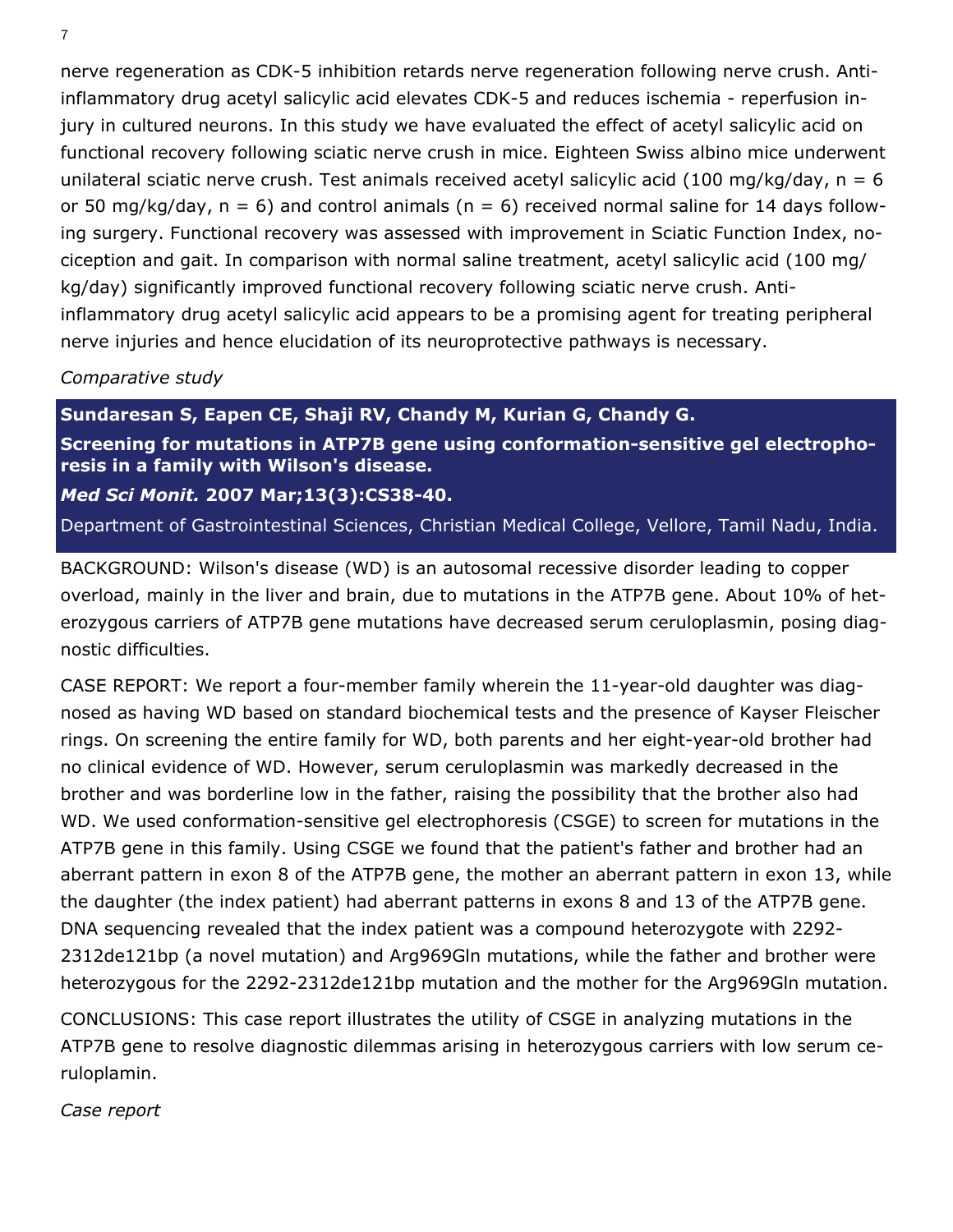nerve regeneration as CDK-5 inhibition retards nerve regeneration following nerve crush. Anti-inflammatory drug acetyl salicylic acid elevates CDK-5 and reduces ischemia - reperfusion injury in cultured neurons. In this study we have evaluated the effect of acetyl salicylic acid on functional recovery following sciatic nerve crush in mice. Eighteen Swiss albino mice underwent unilateral sciatic nerve crush. Test animals received acetyl salicylic acid (100 mg/kg/day, n = 6 or 50 mg/kg/day, n = 6) and control animals (n = 6) received normal saline for 14 days following surgery. Functional recovery was assessed with improvement in Sciatic Function Index, nociception and gait. In comparison with normal saline treatment, acetyl salicylic acid (100 mg/kg/day) significantly improved functional recovery following sciatic nerve crush. Anti-inflammatory drug acetyl salicylic acid appears to be a promising agent for treating peripheral nerve injuries and hence elucidation of its neuroprotective pathways is necessary.

*Comparative study*

**Sundaresan S, Eapen CE, Shaji RV, Chandy M, Kurian G, Chandy G.**

**Screening for mutations in ATP7B gene using conformation-sensitive gel electrophoresis in a family with Wilson's disease.**

***Med Sci Monit.* 2007 Mar;13(3):CS38-40.**

Department of Gastrointestinal Sciences, Christian Medical College, Vellore, Tamil Nadu, India.

BACKGROUND: Wilson's disease (WD) is an autosomal recessive disorder leading to copper overload, mainly in the liver and brain, due to mutations in the ATP7B gene. About 10% of heterozygous carriers of ATP7B gene mutations have decreased serum ceruloplasmin, posing diagnostic difficulties.

CASE REPORT: We report a four-member family wherein the 11-year-old daughter was diagnosed as having WD based on standard biochemical tests and the presence of Kayser Fleischer rings. On screening the entire family for WD, both parents and her eight-year-old brother had no clinical evidence of WD. However, serum ceruloplasmin was markedly decreased in the brother and was borderline low in the father, raising the possibility that the brother also had WD. We used conformation-sensitive gel electrophoresis (CSGE) to screen for mutations in the ATP7B gene in this family. Using CSGE we found that the patient's father and brother had an aberrant pattern in exon 8 of the ATP7B gene, the mother an aberrant pattern in exon 13, while the daughter (the index patient) had aberrant patterns in exons 8 and 13 of the ATP7B gene. DNA sequencing revealed that the index patient was a compound heterozygote with 2292-2312de121bp (a novel mutation) and Arg969Gln mutations, while the father and brother were heterozygous for the 2292-2312de121bp mutation and the mother for the Arg969Gln mutation.

CONCLUSIONS: This case report illustrates the utility of CSGE in analyzing mutations in the ATP7B gene to resolve diagnostic dilemmas arising in heterozygous carriers with low serum ceruloplamin.

*Case report*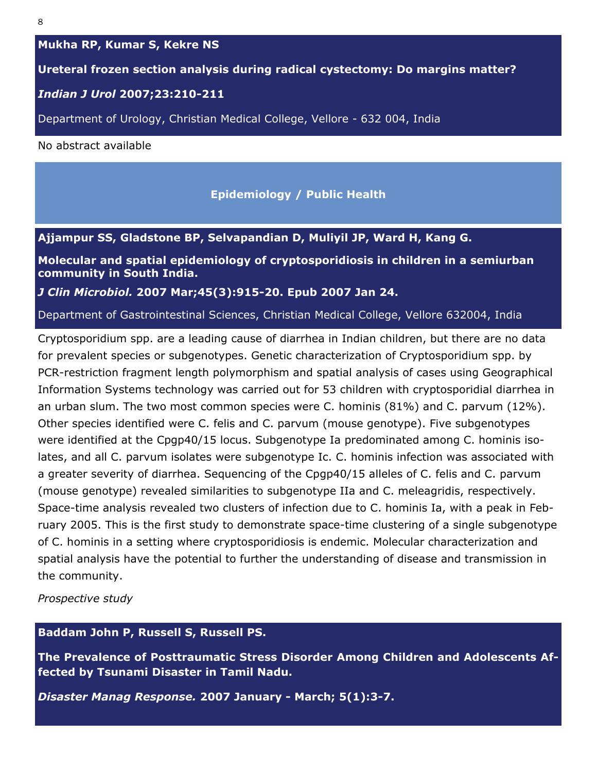**Mukha RP, Kumar S, Kekre NS**

**Ureteral frozen section analysis during radical cystectomy: Do margins matter?**

***Indian J Urol* 2007;23:210-211**

Department of Urology, Christian Medical College, Vellore - 632 004, India

No abstract available

## Epidemiology / Public Health

**Ajjampur SS, Gladstone BP, Selvapandian D, Muliyil JP, Ward H, Kang G.**

**Molecular and spatial epidemiology of cryptosporidiosis in children in a semiurban community in South India.**

***J Clin Microbiol.* 2007 Mar;45(3):915-20. Epub 2007 Jan 24.**

Department of Gastrointestinal Sciences, Christian Medical College, Vellore 632004, India

Cryptosporidium spp. are a leading cause of diarrhea in Indian children, but there are no data for prevalent species or subgenotypes. Genetic characterization of Cryptosporidium spp. by PCR-restriction fragment length polymorphism and spatial analysis of cases using Geographical Information Systems technology was carried out for 53 children with cryptosporidial diarrhea in an urban slum. The two most common species were C. hominis (81%) and C. parvum (12%). Other species identified were C. felis and C. parvum (mouse genotype). Five subgenotypes were identified at the Cpgp40/15 locus. Subgenotype Ia predominated among C. hominis isolates, and all C. parvum isolates were subgenotype Ic. C. hominis infection was associated with a greater severity of diarrhea. Sequencing of the Cpgp40/15 alleles of C. felis and C. parvum (mouse genotype) revealed similarities to subgenotype IIa and C. meleagridis, respectively. Space-time analysis revealed two clusters of infection due to C. hominis Ia, with a peak in February 2005. This is the first study to demonstrate space-time clustering of a single subgenotype of C. hominis in a setting where cryptosporidiosis is endemic. Molecular characterization and spatial analysis have the potential to further the understanding of disease and transmission in the community.

*Prospective study*

**Baddam John P, Russell S, Russell PS.**

**The Prevalence of Posttraumatic Stress Disorder Among Children and Adolescents Affected by Tsunami Disaster in Tamil Nadu.**

***Disaster Manag Response.* 2007 January - March; 5(1):3-7.**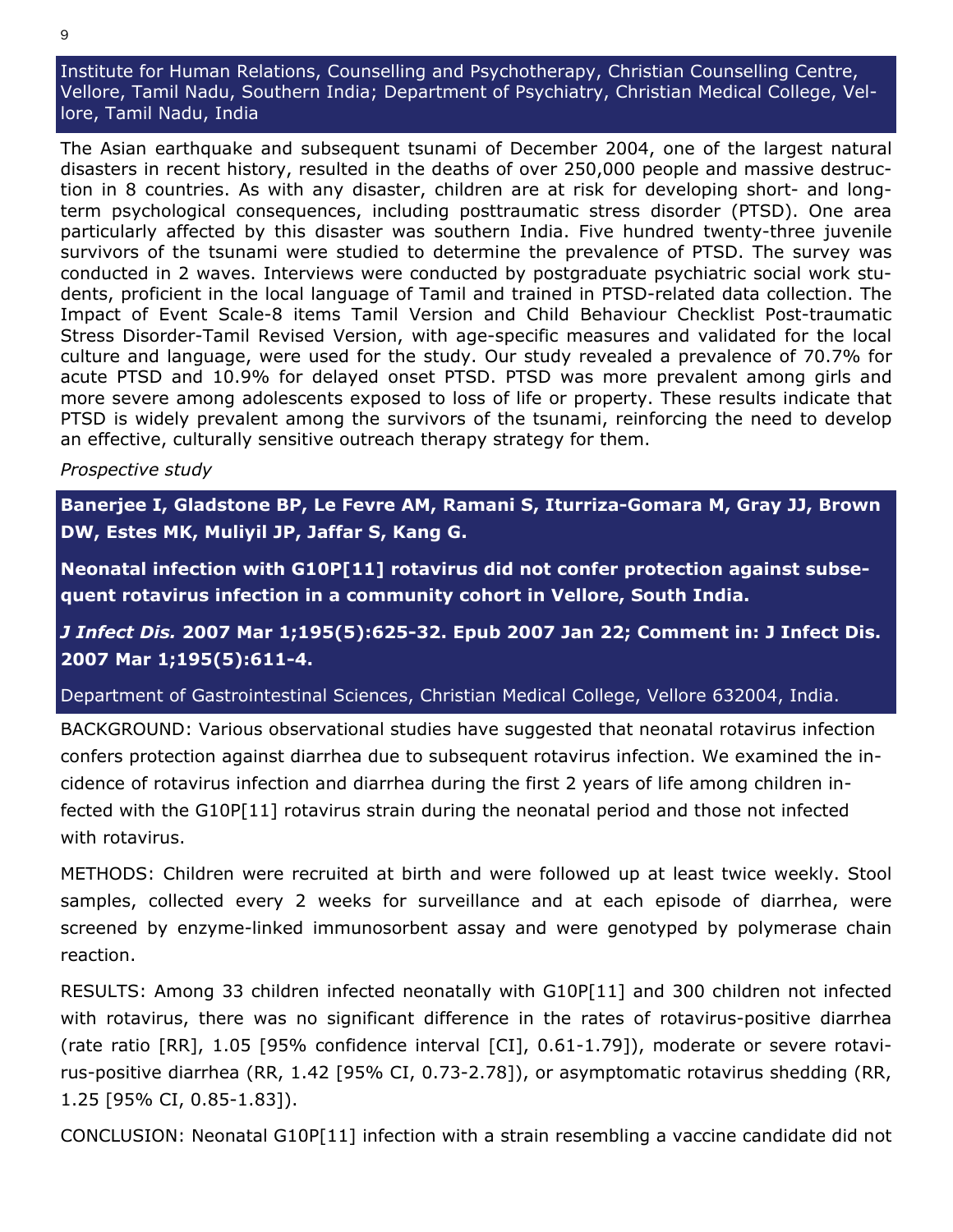Institute for Human Relations, Counselling and Psychotherapy, Christian Counselling Centre, Vellore, Tamil Nadu, Southern India; Department of Psychiatry, Christian Medical College, Vellore, Tamil Nadu, India

The Asian earthquake and subsequent tsunami of December 2004, one of the largest natural disasters in recent history, resulted in the deaths of over 250,000 people and massive destruction in 8 countries. As with any disaster, children are at risk for developing short- and long-term psychological consequences, including posttraumatic stress disorder (PTSD). One area particularly affected by this disaster was southern India. Five hundred twenty-three juvenile survivors of the tsunami were studied to determine the prevalence of PTSD. The survey was conducted in 2 waves. Interviews were conducted by postgraduate psychiatric social work students, proficient in the local language of Tamil and trained in PTSD-related data collection. The Impact of Event Scale-8 items Tamil Version and Child Behaviour Checklist Post-traumatic Stress Disorder-Tamil Revised Version, with age-specific measures and validated for the local culture and language, were used for the study. Our study revealed a prevalence of 70.7% for acute PTSD and 10.9% for delayed onset PTSD. PTSD was more prevalent among girls and more severe among adolescents exposed to loss of life or property. These results indicate that PTSD is widely prevalent among the survivors of the tsunami, reinforcing the need to develop an effective, culturally sensitive outreach therapy strategy for them.

*Prospective study*

**Banerjee I, Gladstone BP, Le Fevre AM, Ramani S, Iturriza-Gomara M, Gray JJ, Brown DW, Estes MK, Muliyil JP, Jaffar S, Kang G.**

**Neonatal infection with G10P[11] rotavirus did not confer protection against subsequent rotavirus infection in a community cohort in Vellore, South India.**

***J Infect Dis.* 2007 Mar 1;195(5):625-32. Epub 2007 Jan 22; Comment in: J Infect Dis. 2007 Mar 1;195(5):611-4.**

Department of Gastrointestinal Sciences, Christian Medical College, Vellore 632004, India.

BACKGROUND: Various observational studies have suggested that neonatal rotavirus infection confers protection against diarrhea due to subsequent rotavirus infection. We examined the incidence of rotavirus infection and diarrhea during the first 2 years of life among children infected with the G10P[11] rotavirus strain during the neonatal period and those not infected with rotavirus.

METHODS: Children were recruited at birth and were followed up at least twice weekly. Stool samples, collected every 2 weeks for surveillance and at each episode of diarrhea, were screened by enzyme-linked immunosorbent assay and were genotyped by polymerase chain reaction.

RESULTS: Among 33 children infected neonatally with G10P[11] and 300 children not infected with rotavirus, there was no significant difference in the rates of rotavirus-positive diarrhea (rate ratio [RR], 1.05 [95% confidence interval [CI], 0.61-1.79]), moderate or severe rotavirus-positive diarrhea (RR, 1.42 [95% CI, 0.73-2.78]), or asymptomatic rotavirus shedding (RR, 1.25 [95% CI, 0.85-1.83]).

CONCLUSION: Neonatal G10P[11] infection with a strain resembling a vaccine candidate did not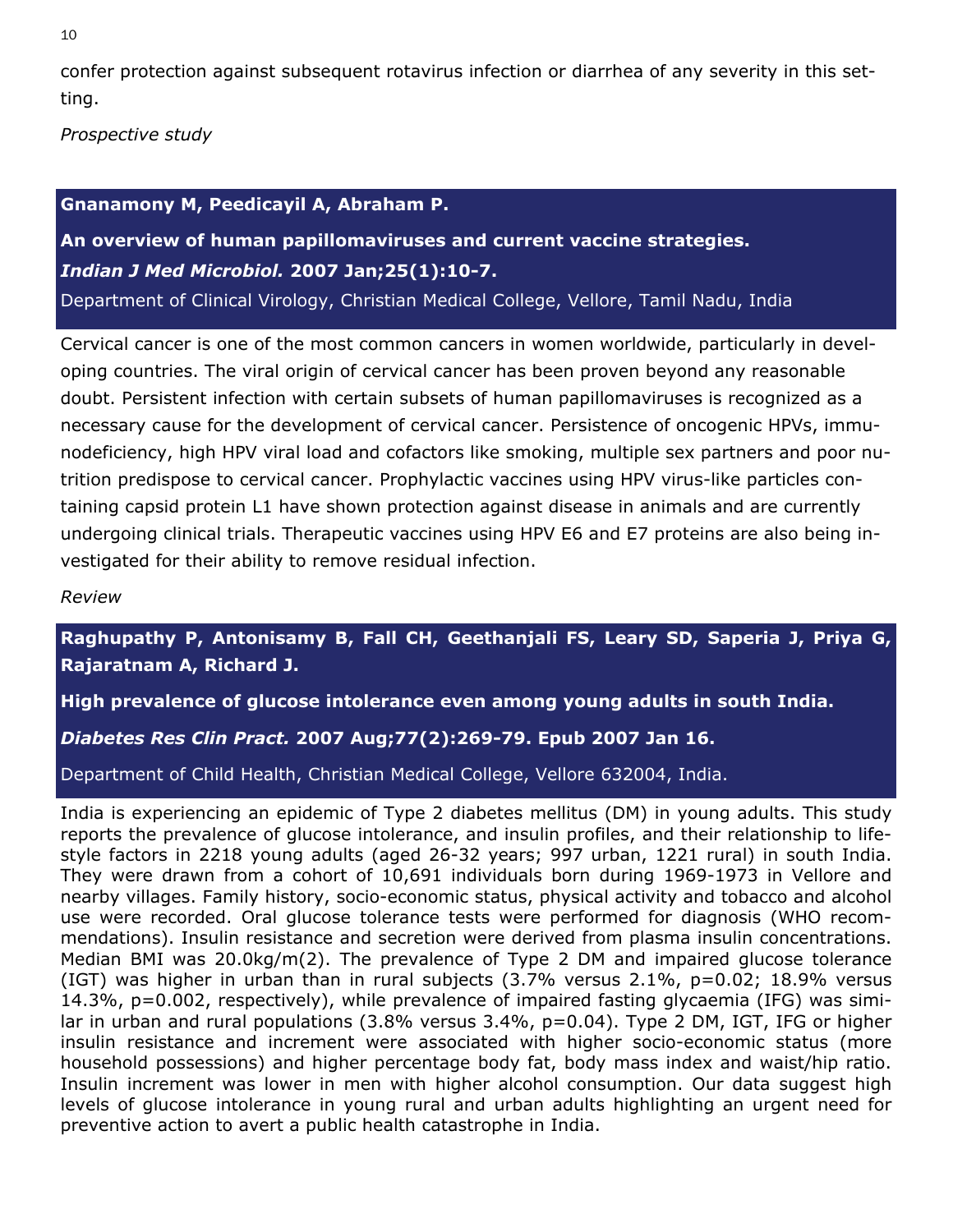confer protection against subsequent rotavirus infection or diarrhea of any severity in this setting.

*Prospective study*

**Gnanamony M, Peedicayil A, Abraham P.**

**An overview of human papillomaviruses and current vaccine strategies.**

***Indian J Med Microbiol.* 2007 Jan;25(1):10-7.**

Department of Clinical Virology, Christian Medical College, Vellore, Tamil Nadu, India

Cervical cancer is one of the most common cancers in women worldwide, particularly in developing countries. The viral origin of cervical cancer has been proven beyond any reasonable doubt. Persistent infection with certain subsets of human papillomaviruses is recognized as a necessary cause for the development of cervical cancer. Persistence of oncogenic HPVs, immunodeficiency, high HPV viral load and cofactors like smoking, multiple sex partners and poor nutrition predispose to cervical cancer. Prophylactic vaccines using HPV virus-like particles containing capsid protein L1 have shown protection against disease in animals and are currently undergoing clinical trials. Therapeutic vaccines using HPV E6 and E7 proteins are also being investigated for their ability to remove residual infection.

*Review*

**Raghupathy P, Antonisamy B, Fall CH, Geethanjali FS, Leary SD, Saperia J, Priya G, Rajaratnam A, Richard J.**

**High prevalence of glucose intolerance even among young adults in south India.**

***Diabetes Res Clin Pract.* 2007 Aug;77(2):269-79. Epub 2007 Jan 16.**

Department of Child Health, Christian Medical College, Vellore 632004, India.

India is experiencing an epidemic of Type 2 diabetes mellitus (DM) in young adults. This study reports the prevalence of glucose intolerance, and insulin profiles, and their relationship to lifestyle factors in 2218 young adults (aged 26-32 years; 997 urban, 1221 rural) in south India. They were drawn from a cohort of 10,691 individuals born during 1969-1973 in Vellore and nearby villages. Family history, socio-economic status, physical activity and tobacco and alcohol use were recorded. Oral glucose tolerance tests were performed for diagnosis (WHO recommendations). Insulin resistance and secretion were derived from plasma insulin concentrations. Median BMI was 20.0kg/m(2). The prevalence of Type 2 DM and impaired glucose tolerance (IGT) was higher in urban than in rural subjects (3.7% versus 2.1%, p=0.02; 18.9% versus 14.3%, p=0.002, respectively), while prevalence of impaired fasting glycaemia (IFG) was similar in urban and rural populations (3.8% versus 3.4%, p=0.04). Type 2 DM, IGT, IFG or higher insulin resistance and increment were associated with higher socio-economic status (more household possessions) and higher percentage body fat, body mass index and waist/hip ratio. Insulin increment was lower in men with higher alcohol consumption. Our data suggest high levels of glucose intolerance in young rural and urban adults highlighting an urgent need for preventive action to avert a public health catastrophe in India.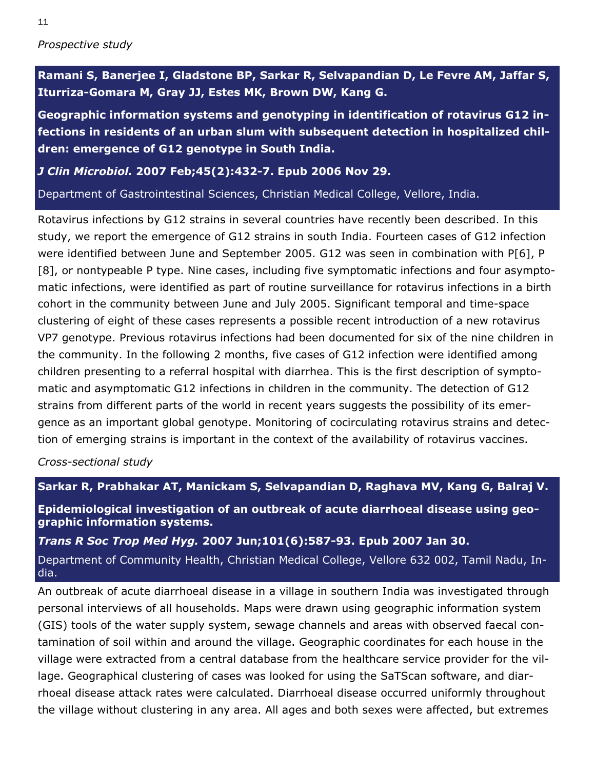*Prospective study*

**Ramani S, Banerjee I, Gladstone BP, Sarkar R, Selvapandian D, Le Fevre AM, Jaffar S, Iturriza-Gomara M, Gray JJ, Estes MK, Brown DW, Kang G.**

**Geographic information systems and genotyping in identification of rotavirus G12 infections in residents of an urban slum with subsequent detection in hospitalized children: emergence of G12 genotype in South India.**

***J Clin Microbiol.* 2007 Feb;45(2):432-7. Epub 2006 Nov 29.**

Department of Gastrointestinal Sciences, Christian Medical College, Vellore, India.

Rotavirus infections by G12 strains in several countries have recently been described. In this study, we report the emergence of G12 strains in south India. Fourteen cases of G12 infection were identified between June and September 2005. G12 was seen in combination with P[6], P [8], or nontypeable P type. Nine cases, including five symptomatic infections and four asymptomatic infections, were identified as part of routine surveillance for rotavirus infections in a birth cohort in the community between June and July 2005. Significant temporal and time-space clustering of eight of these cases represents a possible recent introduction of a new rotavirus VP7 genotype. Previous rotavirus infections had been documented for six of the nine children in the community. In the following 2 months, five cases of G12 infection were identified among children presenting to a referral hospital with diarrhea. This is the first description of symptomatic and asymptomatic G12 infections in children in the community. The detection of G12 strains from different parts of the world in recent years suggests the possibility of its emergence as an important global genotype. Monitoring of cocirculating rotavirus strains and detection of emerging strains is important in the context of the availability of rotavirus vaccines.

*Cross-sectional study*

**Sarkar R, Prabhakar AT, Manickam S, Selvapandian D, Raghava MV, Kang G, Balraj V.**

**Epidemiological investigation of an outbreak of acute diarrhoeal disease using geographic information systems.**

***Trans R Soc Trop Med Hyg.* 2007 Jun;101(6):587-93. Epub 2007 Jan 30.**

Department of Community Health, Christian Medical College, Vellore 632 002, Tamil Nadu, India.

An outbreak of acute diarrhoeal disease in a village in southern India was investigated through personal interviews of all households. Maps were drawn using geographic information system (GIS) tools of the water supply system, sewage channels and areas with observed faecal contamination of soil within and around the village. Geographic coordinates for each house in the village were extracted from a central database from the healthcare service provider for the village. Geographical clustering of cases was looked for using the SaTScan software, and diarrhoeal disease attack rates were calculated. Diarrhoeal disease occurred uniformly throughout the village without clustering in any area. All ages and both sexes were affected, but extremes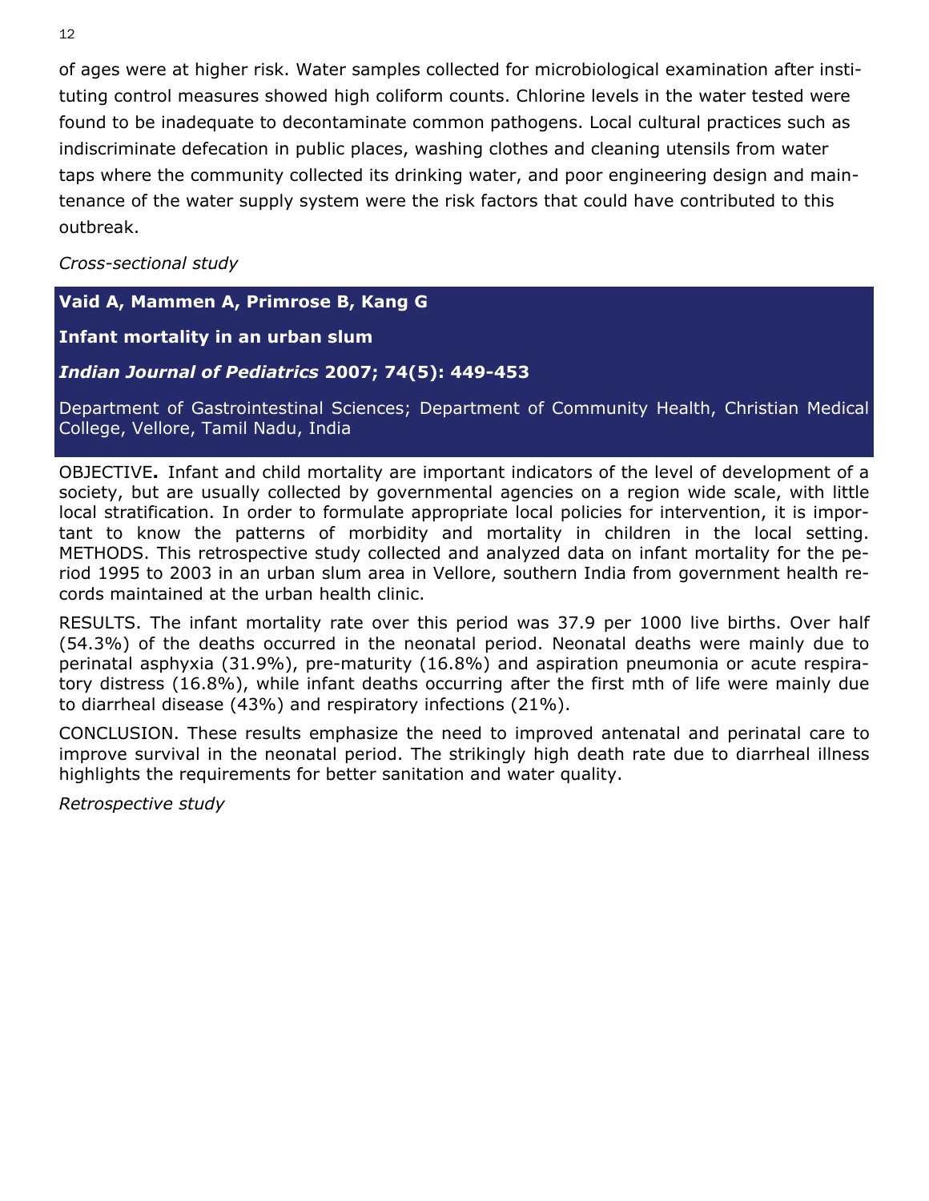of ages were at higher risk. Water samples collected for microbiological examination after instituting control measures showed high coliform counts. Chlorine levels in the water tested were found to be inadequate to decontaminate common pathogens. Local cultural practices such as indiscriminate defecation in public places, washing clothes and cleaning utensils from water taps where the community collected its drinking water, and poor engineering design and maintenance of the water supply system were the risk factors that could have contributed to this outbreak.

*Cross-sectional study*

**Vaid A, Mammen A, Primrose B, Kang G**

**Infant mortality in an urban slum**

***Indian Journal of Pediatrics* 2007; 74(5): 449-453**

Department of Gastrointestinal Sciences; Department of Community Health, Christian Medical College, Vellore, Tamil Nadu, India

OBJECTIVE**.** Infant and child mortality are important indicators of the level of development of a society, but are usually collected by governmental agencies on a region wide scale, with little local stratification. In order to formulate appropriate local policies for intervention, it is important to know the patterns of morbidity and mortality in children in the local setting. METHODS. This retrospective study collected and analyzed data on infant mortality for the period 1995 to 2003 in an urban slum area in Vellore, southern India from government health records maintained at the urban health clinic.

RESULTS. The infant mortality rate over this period was 37.9 per 1000 live births. Over half (54.3%) of the deaths occurred in the neonatal period. Neonatal deaths were mainly due to perinatal asphyxia (31.9%), pre-maturity (16.8%) and aspiration pneumonia or acute respiratory distress (16.8%), while infant deaths occurring after the first mth of life were mainly due to diarrheal disease (43%) and respiratory infections (21%).

CONCLUSION. These results emphasize the need to improved antenatal and perinatal care to improve survival in the neonatal period. The strikingly high death rate due to diarrheal illness highlights the requirements for better sanitation and water quality.

*Retrospective study*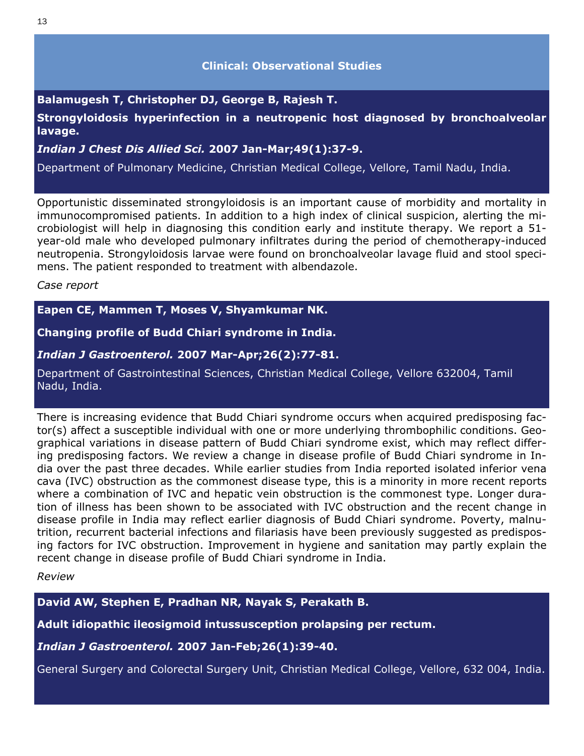## Clinical: Observational Studies

**Balamugesh T, Christopher DJ, George B, Rajesh T.**

**Strongyloidosis hyperinfection in a neutropenic host diagnosed by bronchoalveolar lavage.**

***Indian J Chest Dis Allied Sci.* 2007 Jan-Mar;49(1):37-9.**

Department of Pulmonary Medicine, Christian Medical College, Vellore, Tamil Nadu, India.

Opportunistic disseminated strongyloidosis is an important cause of morbidity and mortality in immunocompromised patients. In addition to a high index of clinical suspicion, alerting the microbiologist will help in diagnosing this condition early and institute therapy. We report a 51-year-old male who developed pulmonary infiltrates during the period of chemotherapy-induced neutropenia. Strongyloidosis larvae were found on bronchoalveolar lavage fluid and stool specimens. The patient responded to treatment with albendazole.

*Case report*

**Eapen CE, Mammen T, Moses V, Shyamkumar NK.**

**Changing profile of Budd Chiari syndrome in India.**

***Indian J Gastroenterol.* 2007 Mar-Apr;26(2):77-81.**

Department of Gastrointestinal Sciences, Christian Medical College, Vellore 632004, Tamil Nadu, India.

There is increasing evidence that Budd Chiari syndrome occurs when acquired predisposing factor(s) affect a susceptible individual with one or more underlying thrombophilic conditions. Geographical variations in disease pattern of Budd Chiari syndrome exist, which may reflect differing predisposing factors. We review a change in disease profile of Budd Chiari syndrome in India over the past three decades. While earlier studies from India reported isolated inferior vena cava (IVC) obstruction as the commonest disease type, this is a minority in more recent reports where a combination of IVC and hepatic vein obstruction is the commonest type. Longer duration of illness has been shown to be associated with IVC obstruction and the recent change in disease profile in India may reflect earlier diagnosis of Budd Chiari syndrome. Poverty, malnutrition, recurrent bacterial infections and filariasis have been previously suggested as predisposing factors for IVC obstruction. Improvement in hygiene and sanitation may partly explain the recent change in disease profile of Budd Chiari syndrome in India.

*Review*

**David AW, Stephen E, Pradhan NR, Nayak S, Perakath B.**

**Adult idiopathic ileosigmoid intussusception prolapsing per rectum.**

***Indian J Gastroenterol.* 2007 Jan-Feb;26(1):39-40.**

General Surgery and Colorectal Surgery Unit, Christian Medical College, Vellore, 632 004, India.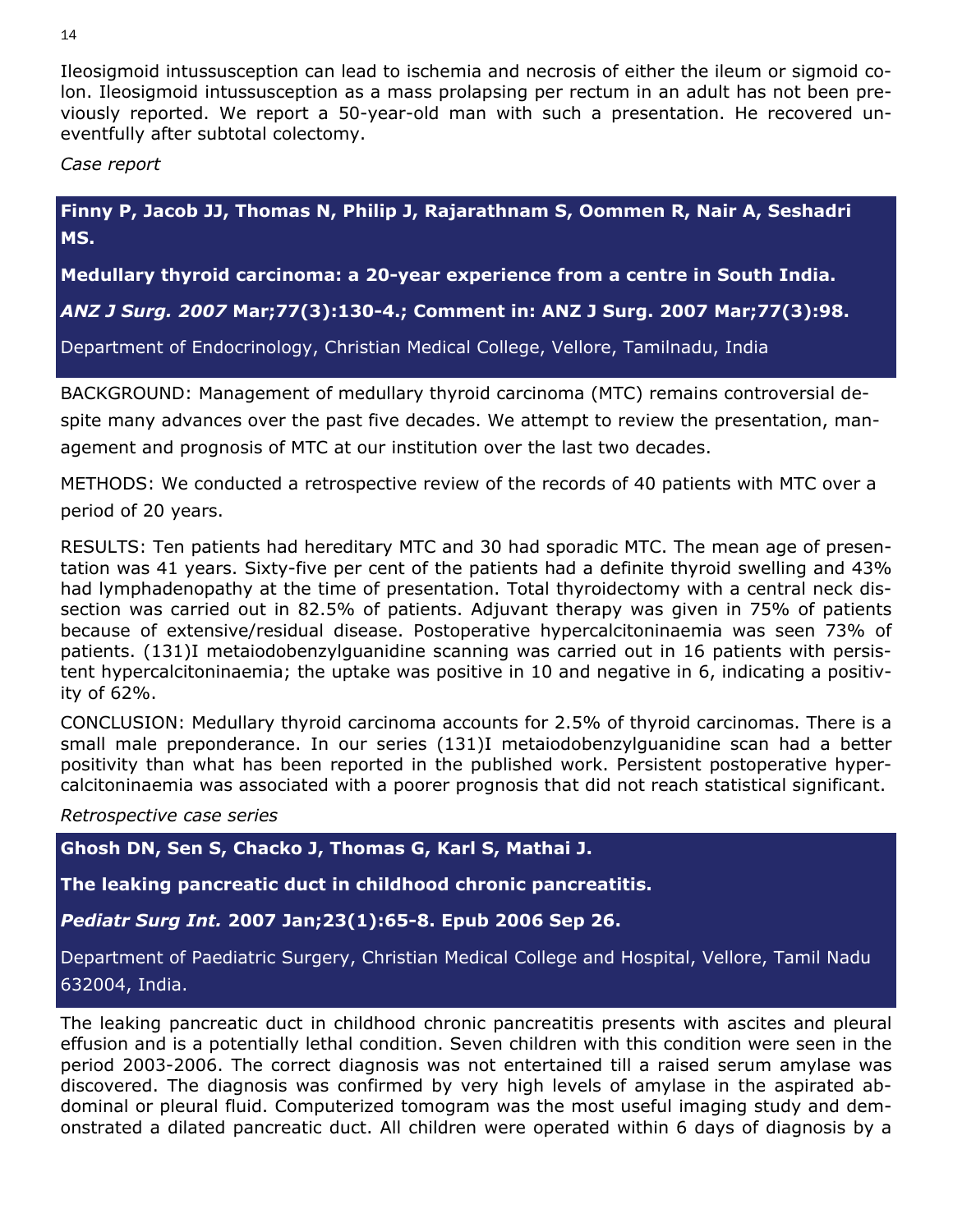Ileosigmoid intussusception can lead to ischemia and necrosis of either the ileum or sigmoid colon. Ileosigmoid intussusception as a mass prolapsing per rectum in an adult has not been previously reported. We report a 50-year-old man with such a presentation. He recovered uneventfully after subtotal colectomy.

*Case report*

**Finny P, Jacob JJ, Thomas N, Philip J, Rajarathnam S, Oommen R, Nair A, Seshadri MS.**

**Medullary thyroid carcinoma: a 20-year experience from a centre in South India.**

***ANZ J Surg. 2007*** **Mar;77(3):130-4.; Comment in: ANZ J Surg. 2007 Mar;77(3):98.**

Department of Endocrinology, Christian Medical College, Vellore, Tamilnadu, India

BACKGROUND: Management of medullary thyroid carcinoma (MTC) remains controversial despite many advances over the past five decades. We attempt to review the presentation, management and prognosis of MTC at our institution over the last two decades.

METHODS: We conducted a retrospective review of the records of 40 patients with MTC over a period of 20 years.

RESULTS: Ten patients had hereditary MTC and 30 had sporadic MTC. The mean age of presentation was 41 years. Sixty-five per cent of the patients had a definite thyroid swelling and 43% had lymphadenopathy at the time of presentation. Total thyroidectomy with a central neck dissection was carried out in 82.5% of patients. Adjuvant therapy was given in 75% of patients because of extensive/residual disease. Postoperative hypercalcitoninaemia was seen 73% of patients. (131)I metaiodobenzylguanidine scanning was carried out in 16 patients with persistent hypercalcitoninaemia; the uptake was positive in 10 and negative in 6, indicating a positivity of 62%.

CONCLUSION: Medullary thyroid carcinoma accounts for 2.5% of thyroid carcinomas. There is a small male preponderance. In our series (131)I metaiodobenzylguanidine scan had a better positivity than what has been reported in the published work. Persistent postoperative hypercalcitoninaemia was associated with a poorer prognosis that did not reach statistical significant.

*Retrospective case series*

**Ghosh DN, Sen S, Chacko J, Thomas G, Karl S, Mathai J.**

**The leaking pancreatic duct in childhood chronic pancreatitis.**

***Pediatr Surg Int.*** **2007 Jan;23(1):65-8. Epub 2006 Sep 26.**

Department of Paediatric Surgery, Christian Medical College and Hospital, Vellore, Tamil Nadu 632004, India.

The leaking pancreatic duct in childhood chronic pancreatitis presents with ascites and pleural effusion and is a potentially lethal condition. Seven children with this condition were seen in the period 2003-2006. The correct diagnosis was not entertained till a raised serum amylase was discovered. The diagnosis was confirmed by very high levels of amylase in the aspirated abdominal or pleural fluid. Computerized tomogram was the most useful imaging study and demonstrated a dilated pancreatic duct. All children were operated within 6 days of diagnosis by a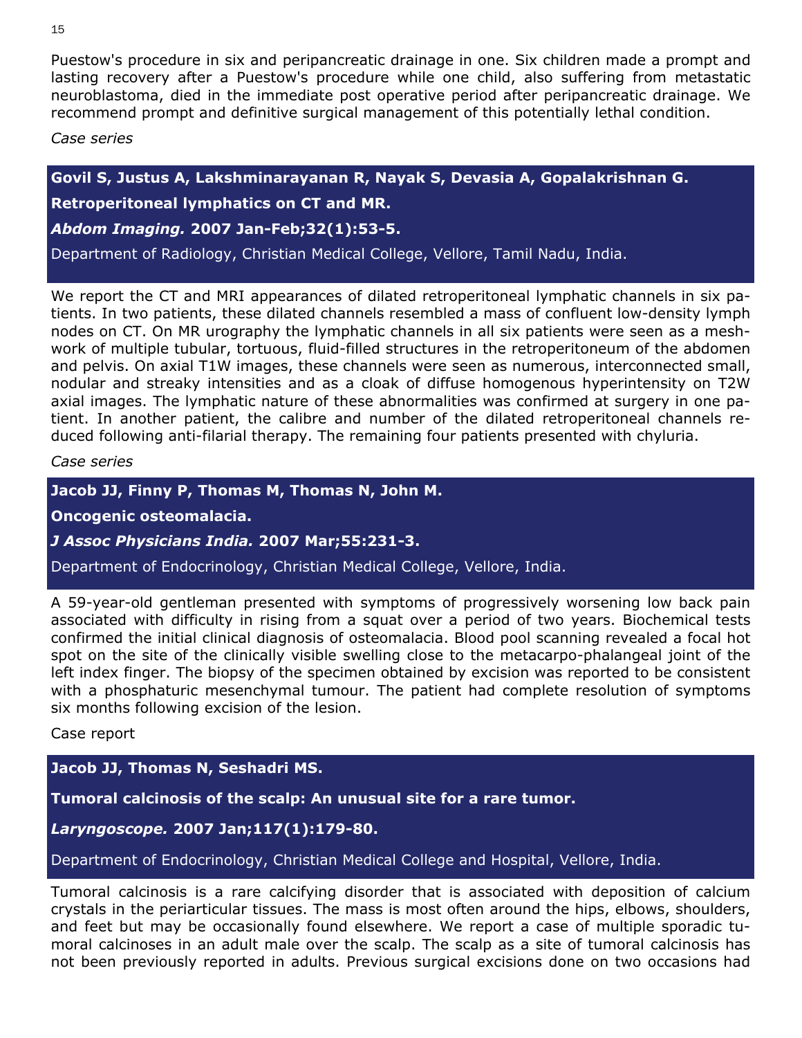Puestow's procedure in six and peripancreatic drainage in one. Six children made a prompt and lasting recovery after a Puestow's procedure while one child, also suffering from metastatic neuroblastoma, died in the immediate post operative period after peripancreatic drainage. We recommend prompt and definitive surgical management of this potentially lethal condition.

*Case series*

**Govil S, Justus A, Lakshminarayanan R, Nayak S, Devasia A, Gopalakrishnan G.**

**Retroperitoneal lymphatics on CT and MR.**

***Abdom Imaging.* 2007 Jan-Feb;32(1):53-5.**

Department of Radiology, Christian Medical College, Vellore, Tamil Nadu, India.

We report the CT and MRI appearances of dilated retroperitoneal lymphatic channels in six patients. In two patients, these dilated channels resembled a mass of confluent low-density lymph nodes on CT. On MR urography the lymphatic channels in all six patients were seen as a meshwork of multiple tubular, tortuous, fluid-filled structures in the retroperitoneum of the abdomen and pelvis. On axial T1W images, these channels were seen as numerous, interconnected small, nodular and streaky intensities and as a cloak of diffuse homogenous hyperintensity on T2W axial images. The lymphatic nature of these abnormalities was confirmed at surgery in one patient. In another patient, the calibre and number of the dilated retroperitoneal channels reduced following anti-filarial therapy. The remaining four patients presented with chyluria.

*Case series*

**Jacob JJ, Finny P, Thomas M, Thomas N, John M.**

**Oncogenic osteomalacia.**

***J Assoc Physicians India.* 2007 Mar;55:231-3.**

Department of Endocrinology, Christian Medical College, Vellore, India.

A 59-year-old gentleman presented with symptoms of progressively worsening low back pain associated with difficulty in rising from a squat over a period of two years. Biochemical tests confirmed the initial clinical diagnosis of osteomalacia. Blood pool scanning revealed a focal hot spot on the site of the clinically visible swelling close to the metacarpo-phalangeal joint of the left index finger. The biopsy of the specimen obtained by excision was reported to be consistent with a phosphaturic mesenchymal tumour. The patient had complete resolution of symptoms six months following excision of the lesion.

Case report

**Jacob JJ, Thomas N, Seshadri MS.**

**Tumoral calcinosis of the scalp: An unusual site for a rare tumor.**

***Laryngoscope.* 2007 Jan;117(1):179-80.**

Department of Endocrinology, Christian Medical College and Hospital, Vellore, India.

Tumoral calcinosis is a rare calcifying disorder that is associated with deposition of calcium crystals in the periarticular tissues. The mass is most often around the hips, elbows, shoulders, and feet but may be occasionally found elsewhere. We report a case of multiple sporadic tumoral calcinoses in an adult male over the scalp. The scalp as a site of tumoral calcinosis has not been previously reported in adults. Previous surgical excisions done on two occasions had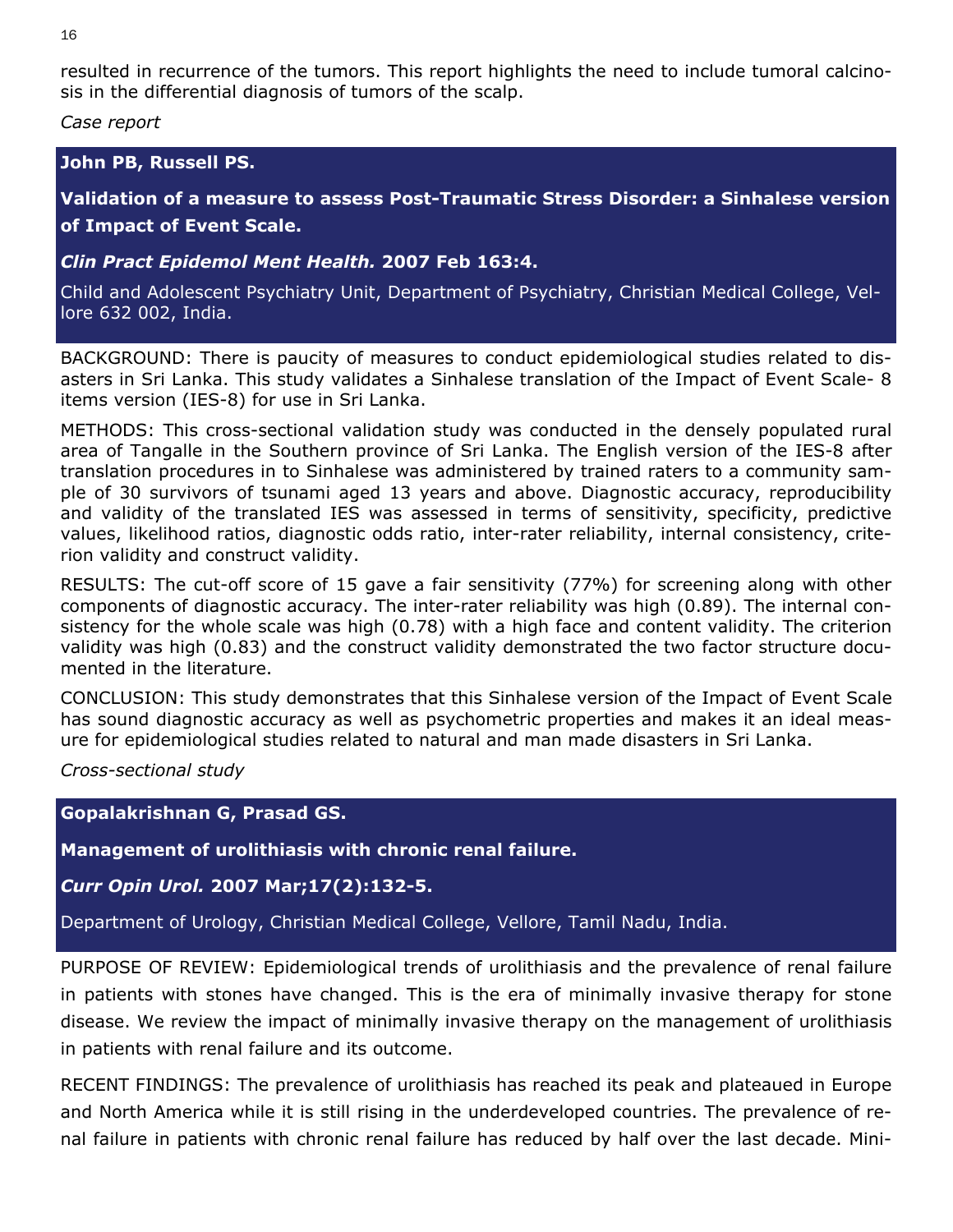resulted in recurrence of the tumors. This report highlights the need to include tumoral calcinosis in the differential diagnosis of tumors of the scalp.

*Case report*

**John PB, Russell PS.**

**Validation of a measure to assess Post-Traumatic Stress Disorder: a Sinhalese version of Impact of Event Scale.**

***Clin Pract Epidemol Ment Health.* 2007 Feb 163:4.**

Child and Adolescent Psychiatry Unit, Department of Psychiatry, Christian Medical College, Vellore 632 002, India.

BACKGROUND: There is paucity of measures to conduct epidemiological studies related to disasters in Sri Lanka. This study validates a Sinhalese translation of the Impact of Event Scale- 8 items version (IES-8) for use in Sri Lanka.

METHODS: This cross-sectional validation study was conducted in the densely populated rural area of Tangalle in the Southern province of Sri Lanka. The English version of the IES-8 after translation procedures in to Sinhalese was administered by trained raters to a community sample of 30 survivors of tsunami aged 13 years and above. Diagnostic accuracy, reproducibility and validity of the translated IES was assessed in terms of sensitivity, specificity, predictive values, likelihood ratios, diagnostic odds ratio, inter-rater reliability, internal consistency, criterion validity and construct validity.

RESULTS: The cut-off score of 15 gave a fair sensitivity (77%) for screening along with other components of diagnostic accuracy. The inter-rater reliability was high (0.89). The internal consistency for the whole scale was high (0.78) with a high face and content validity. The criterion validity was high (0.83) and the construct validity demonstrated the two factor structure documented in the literature.

CONCLUSION: This study demonstrates that this Sinhalese version of the Impact of Event Scale has sound diagnostic accuracy as well as psychometric properties and makes it an ideal measure for epidemiological studies related to natural and man made disasters in Sri Lanka.

*Cross-sectional study*

**Gopalakrishnan G, Prasad GS.**

**Management of urolithiasis with chronic renal failure.**

***Curr Opin Urol.* 2007 Mar;17(2):132-5.**

Department of Urology, Christian Medical College, Vellore, Tamil Nadu, India.

PURPOSE OF REVIEW: Epidemiological trends of urolithiasis and the prevalence of renal failure in patients with stones have changed. This is the era of minimally invasive therapy for stone disease. We review the impact of minimally invasive therapy on the management of urolithiasis in patients with renal failure and its outcome.

RECENT FINDINGS: The prevalence of urolithiasis has reached its peak and plateaued in Europe and North America while it is still rising in the underdeveloped countries. The prevalence of renal failure in patients with chronic renal failure has reduced by half over the last decade. Mini-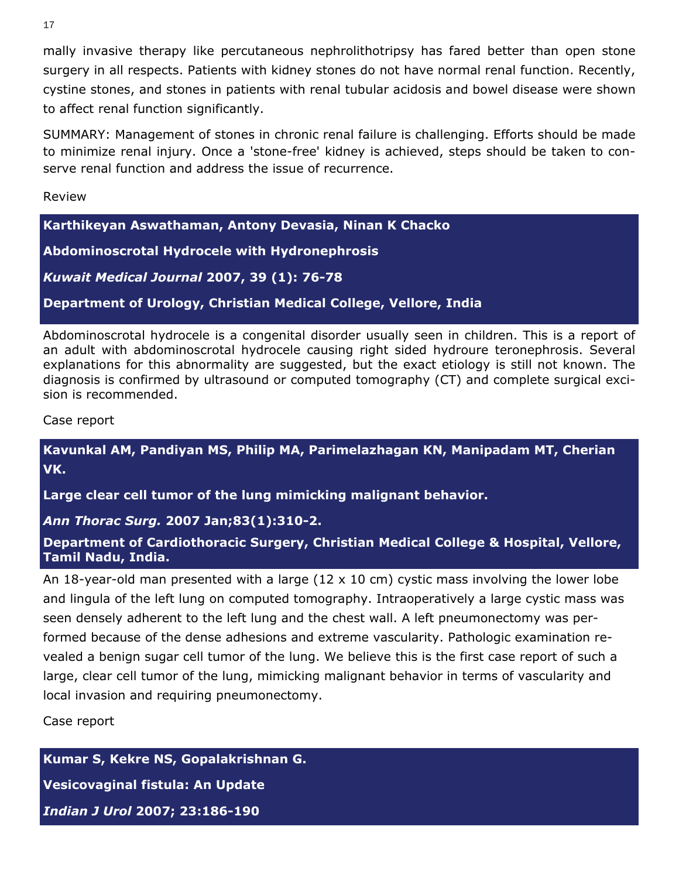mally invasive therapy like percutaneous nephrolithotripsy has fared better than open stone surgery in all respects. Patients with kidney stones do not have normal renal function. Recently, cystine stones, and stones in patients with renal tubular acidosis and bowel disease were shown to affect renal function significantly.

SUMMARY: Management of stones in chronic renal failure is challenging. Efforts should be made to minimize renal injury. Once a 'stone-free' kidney is achieved, steps should be taken to conserve renal function and address the issue of recurrence.

Review

**Karthikeyan Aswathaman, Antony Devasia, Ninan K Chacko**

**Abdominoscrotal Hydrocele with Hydronephrosis**

***Kuwait Medical Journal* 2007, 39 (1): 76-78**

**Department of Urology, Christian Medical College, Vellore, India**

Abdominoscrotal hydrocele is a congenital disorder usually seen in children. This is a report of an adult with abdominoscrotal hydrocele causing right sided hydroure teronephrosis. Several explanations for this abnormality are suggested, but the exact etiology is still not known. The diagnosis is confirmed by ultrasound or computed tomography (CT) and complete surgical excision is recommended.

Case report

**Kavunkal AM, Pandiyan MS, Philip MA, Parimelazhagan KN, Manipadam MT, Cherian VK.**

**Large clear cell tumor of the lung mimicking malignant behavior.**

***Ann Thorac Surg.* 2007 Jan;83(1):310-2.**

**Department of Cardiothoracic Surgery, Christian Medical College & Hospital, Vellore, Tamil Nadu, India.**

An 18-year-old man presented with a large (12 x 10 cm) cystic mass involving the lower lobe and lingula of the left lung on computed tomography. Intraoperatively a large cystic mass was seen densely adherent to the left lung and the chest wall. A left pneumonectomy was performed because of the dense adhesions and extreme vascularity. Pathologic examination revealed a benign sugar cell tumor of the lung. We believe this is the first case report of such a large, clear cell tumor of the lung, mimicking malignant behavior in terms of vascularity and local invasion and requiring pneumonectomy.

Case report

**Kumar S, Kekre NS, Gopalakrishnan G.**

**Vesicovaginal fistula: An Update**

***Indian J Urol* 2007; 23:186-190**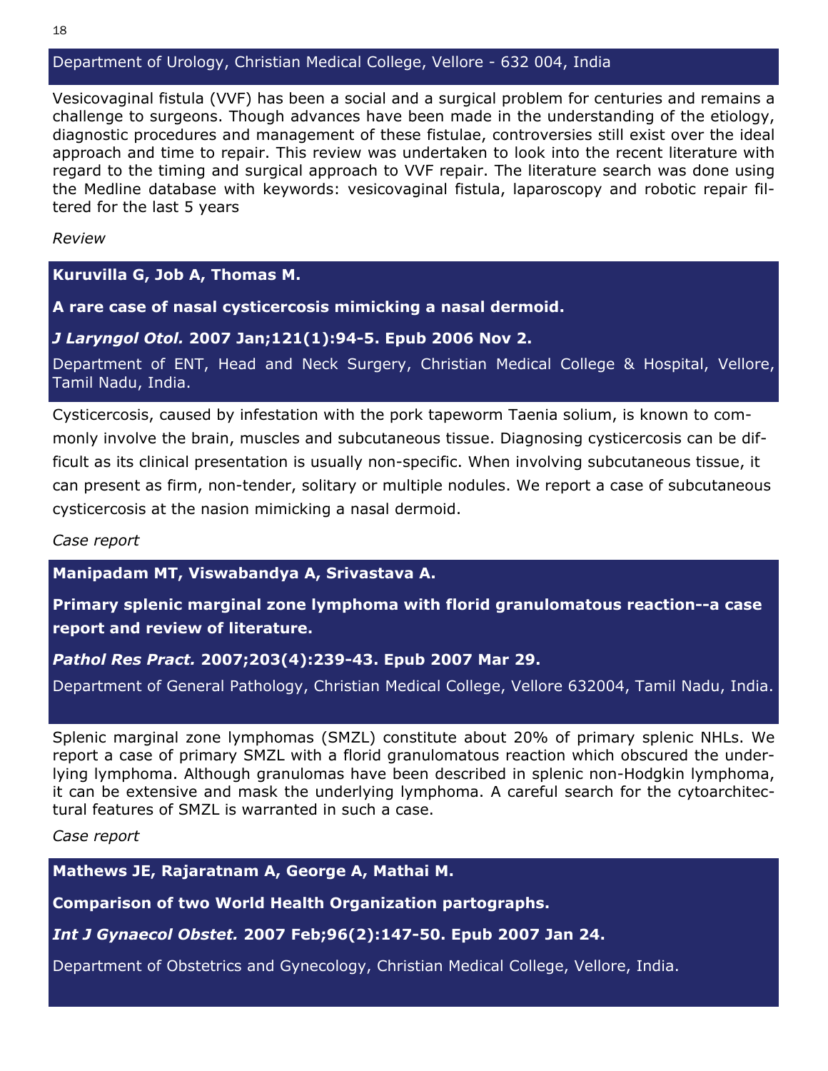Department of Urology, Christian Medical College, Vellore - 632 004, India

Vesicovaginal fistula (VVF) has been a social and a surgical problem for centuries and remains a challenge to surgeons. Though advances have been made in the understanding of the etiology, diagnostic procedures and management of these fistulae, controversies still exist over the ideal approach and time to repair. This review was undertaken to look into the recent literature with regard to the timing and surgical approach to VVF repair. The literature search was done using the Medline database with keywords: vesicovaginal fistula, laparoscopy and robotic repair filtered for the last 5 years

*Review*

**Kuruvilla G, Job A, Thomas M.**

**A rare case of nasal cysticercosis mimicking a nasal dermoid.**

***J Laryngol Otol.* 2007 Jan;121(1):94-5. Epub 2006 Nov 2.**

Department of ENT, Head and Neck Surgery, Christian Medical College & Hospital, Vellore, Tamil Nadu, India.

Cysticercosis, caused by infestation with the pork tapeworm Taenia solium, is known to commonly involve the brain, muscles and subcutaneous tissue. Diagnosing cysticercosis can be difficult as its clinical presentation is usually non-specific. When involving subcutaneous tissue, it can present as firm, non-tender, solitary or multiple nodules. We report a case of subcutaneous cysticercosis at the nasion mimicking a nasal dermoid.

*Case report*

**Manipadam MT, Viswabandya A, Srivastava A.**

**Primary splenic marginal zone lymphoma with florid granulomatous reaction--a case report and review of literature.**

***Pathol Res Pract.* 2007;203(4):239-43. Epub 2007 Mar 29.**

Department of General Pathology, Christian Medical College, Vellore 632004, Tamil Nadu, India.

Splenic marginal zone lymphomas (SMZL) constitute about 20% of primary splenic NHLs. We report a case of primary SMZL with a florid granulomatous reaction which obscured the underlying lymphoma. Although granulomas have been described in splenic non-Hodgkin lymphoma, it can be extensive and mask the underlying lymphoma. A careful search for the cytoarchitectural features of SMZL is warranted in such a case.

*Case report*

**Mathews JE, Rajaratnam A, George A, Mathai M.**

**Comparison of two World Health Organization partographs.**

***Int J Gynaecol Obstet.* 2007 Feb;96(2):147-50. Epub 2007 Jan 24.**

Department of Obstetrics and Gynecology, Christian Medical College, Vellore, India.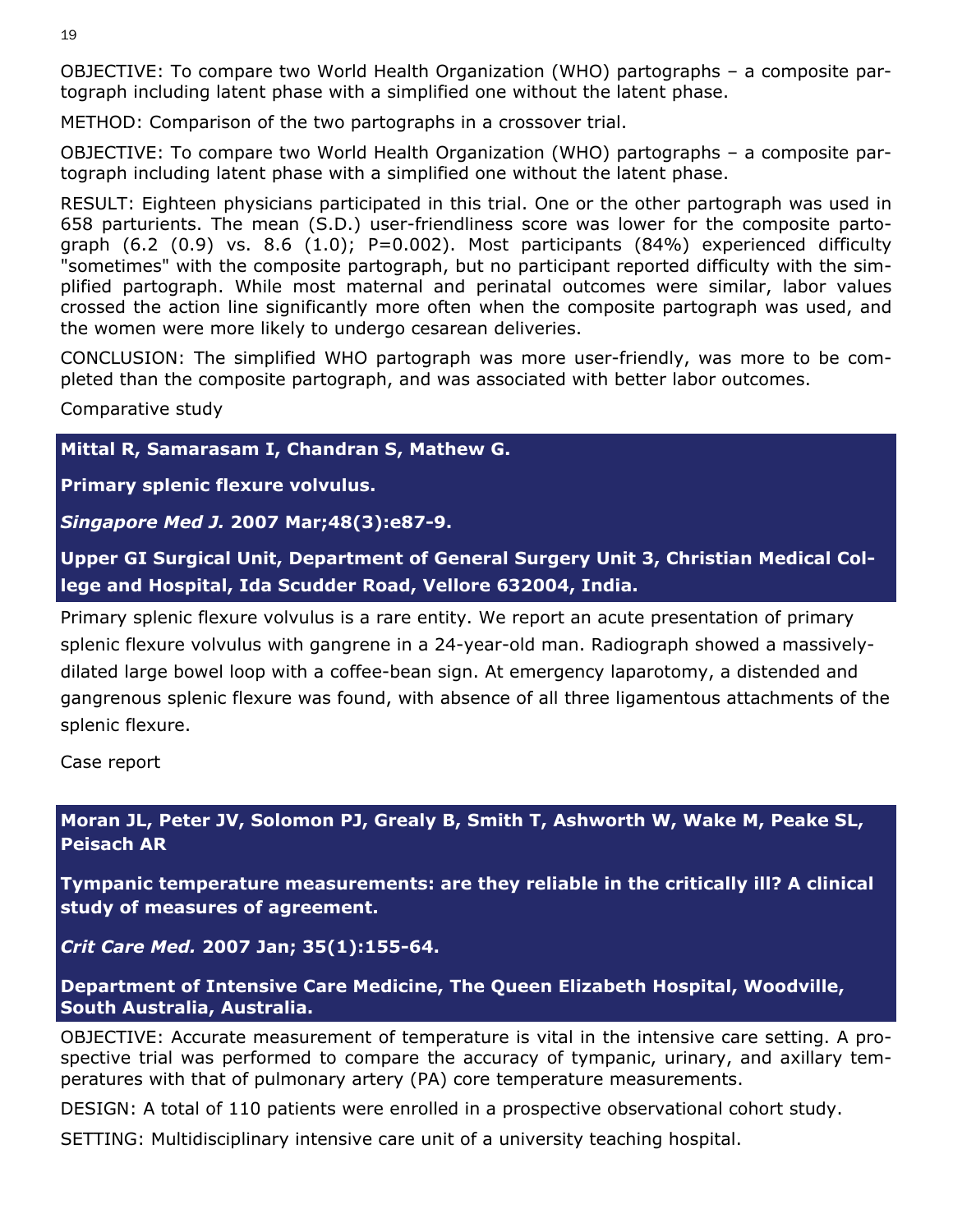OBJECTIVE: To compare two World Health Organization (WHO) partographs – a composite partograph including latent phase with a simplified one without the latent phase.

METHOD: Comparison of the two partographs in a crossover trial.

OBJECTIVE: To compare two World Health Organization (WHO) partographs – a composite partograph including latent phase with a simplified one without the latent phase.

RESULT: Eighteen physicians participated in this trial. One or the other partograph was used in 658 parturients. The mean (S.D.) user-friendliness score was lower for the composite partograph (6.2 (0.9) vs. 8.6 (1.0); P=0.002). Most participants (84%) experienced difficulty "sometimes" with the composite partograph, but no participant reported difficulty with the simplified partograph. While most maternal and perinatal outcomes were similar, labor values crossed the action line significantly more often when the composite partograph was used, and the women were more likely to undergo cesarean deliveries.

CONCLUSION: The simplified WHO partograph was more user-friendly, was more to be completed than the composite partograph, and was associated with better labor outcomes.

Comparative study

**Mittal R, Samarasam I, Chandran S, Mathew G.**

**Primary splenic flexure volvulus.**

***Singapore Med J.* 2007 Mar;48(3):e87-9.**

**Upper GI Surgical Unit, Department of General Surgery Unit 3, Christian Medical College and Hospital, Ida Scudder Road, Vellore 632004, India.**

Primary splenic flexure volvulus is a rare entity. We report an acute presentation of primary splenic flexure volvulus with gangrene in a 24-year-old man. Radiograph showed a massively-dilated large bowel loop with a coffee-bean sign. At emergency laparotomy, a distended and gangrenous splenic flexure was found, with absence of all three ligamentous attachments of the splenic flexure.

Case report

**Moran JL, Peter JV, Solomon PJ, Grealy B, Smith T, Ashworth W, Wake M, Peake SL, Peisach AR**

**Tympanic temperature measurements: are they reliable in the critically ill? A clinical study of measures of agreement.**

***Crit Care Med.* 2007 Jan; 35(1):155-64.**

**Department of Intensive Care Medicine, The Queen Elizabeth Hospital, Woodville, South Australia, Australia.**

OBJECTIVE: Accurate measurement of temperature is vital in the intensive care setting. A prospective trial was performed to compare the accuracy of tympanic, urinary, and axillary temperatures with that of pulmonary artery (PA) core temperature measurements.

DESIGN: A total of 110 patients were enrolled in a prospective observational cohort study.

SETTING: Multidisciplinary intensive care unit of a university teaching hospital.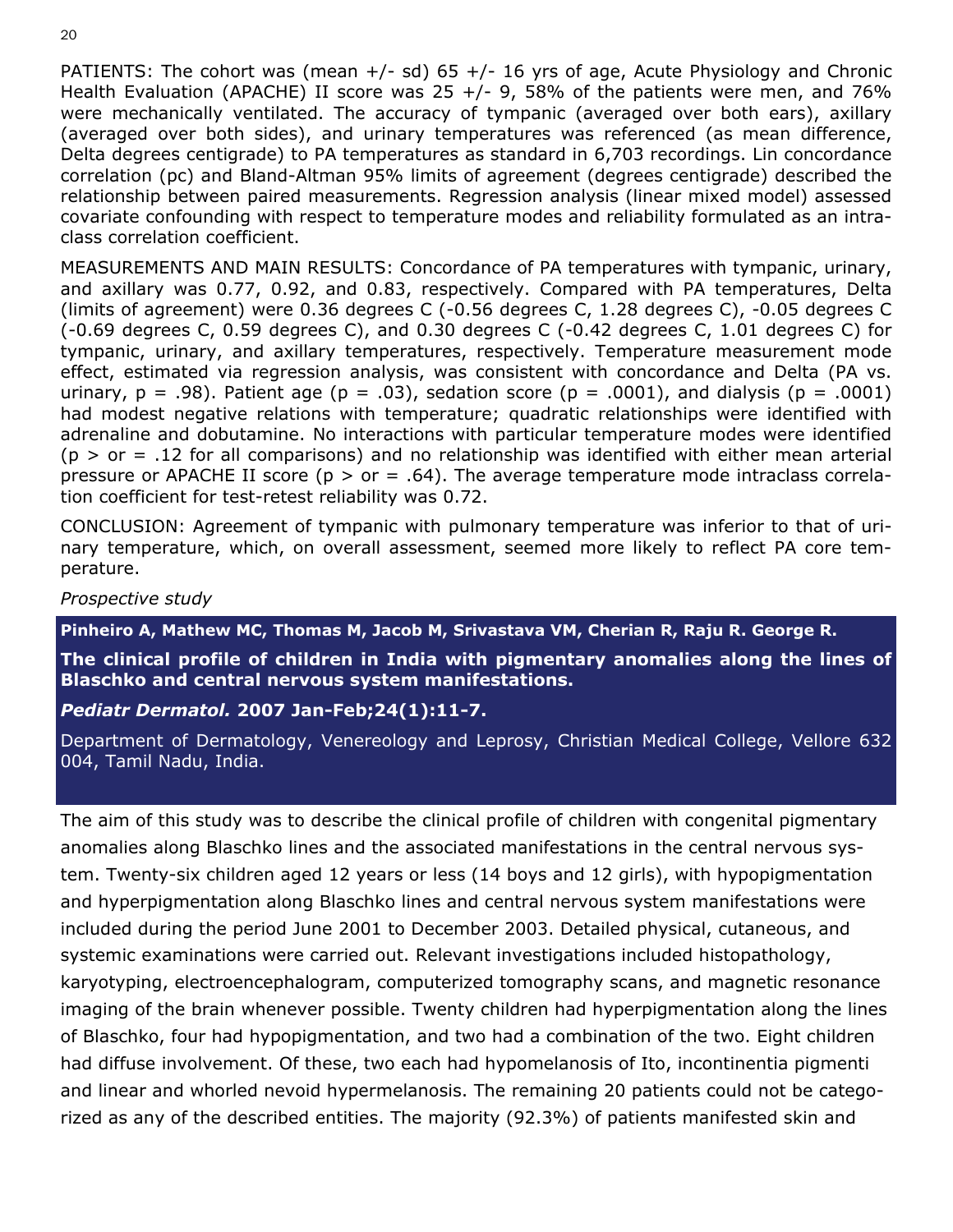PATIENTS: The cohort was (mean +/- sd) 65 +/- 16 yrs of age, Acute Physiology and Chronic Health Evaluation (APACHE) II score was 25 +/- 9, 58% of the patients were men, and 76% were mechanically ventilated. The accuracy of tympanic (averaged over both ears), axillary (averaged over both sides), and urinary temperatures was referenced (as mean difference, Delta degrees centigrade) to PA temperatures as standard in 6,703 recordings. Lin concordance correlation (pc) and Bland-Altman 95% limits of agreement (degrees centigrade) described the relationship between paired measurements. Regression analysis (linear mixed model) assessed covariate confounding with respect to temperature modes and reliability formulated as an intra-class correlation coefficient.

MEASUREMENTS AND MAIN RESULTS: Concordance of PA temperatures with tympanic, urinary, and axillary was 0.77, 0.92, and 0.83, respectively. Compared with PA temperatures, Delta (limits of agreement) were 0.36 degrees C (-0.56 degrees C, 1.28 degrees C), -0.05 degrees C (-0.69 degrees C, 0.59 degrees C), and 0.30 degrees C (-0.42 degrees C, 1.01 degrees C) for tympanic, urinary, and axillary temperatures, respectively. Temperature measurement mode effect, estimated via regression analysis, was consistent with concordance and Delta (PA vs. urinary, p = .98). Patient age (p = .03), sedation score (p = .0001), and dialysis (p = .0001) had modest negative relations with temperature; quadratic relationships were identified with adrenaline and dobutamine. No interactions with particular temperature modes were identified (p > or = .12 for all comparisons) and no relationship was identified with either mean arterial pressure or APACHE II score (p > or = .64). The average temperature mode intraclass correlation coefficient for test-retest reliability was 0.72.

CONCLUSION: Agreement of tympanic with pulmonary temperature was inferior to that of urinary temperature, which, on overall assessment, seemed more likely to reflect PA core temperature.

*Prospective study*

**Pinheiro A, Mathew MC, Thomas M, Jacob M, Srivastava VM, Cherian R, Raju R. George R.**

**The clinical profile of children in India with pigmentary anomalies along the lines of Blaschko and central nervous system manifestations.**

***Pediatr Dermatol.* 2007 Jan-Feb;24(1):11-7.**

Department of Dermatology, Venereology and Leprosy, Christian Medical College, Vellore 632 004, Tamil Nadu, India.

The aim of this study was to describe the clinical profile of children with congenital pigmentary anomalies along Blaschko lines and the associated manifestations in the central nervous system. Twenty-six children aged 12 years or less (14 boys and 12 girls), with hypopigmentation and hyperpigmentation along Blaschko lines and central nervous system manifestations were included during the period June 2001 to December 2003. Detailed physical, cutaneous, and systemic examinations were carried out. Relevant investigations included histopathology, karyotyping, electroencephalogram, computerized tomography scans, and magnetic resonance imaging of the brain whenever possible. Twenty children had hyperpigmentation along the lines of Blaschko, four had hypopigmentation, and two had a combination of the two. Eight children had diffuse involvement. Of these, two each had hypomelanosis of Ito, incontinentia pigmenti and linear and whorled nevoid hypermelanosis. The remaining 20 patients could not be categorized as any of the described entities. The majority (92.3%) of patients manifested skin and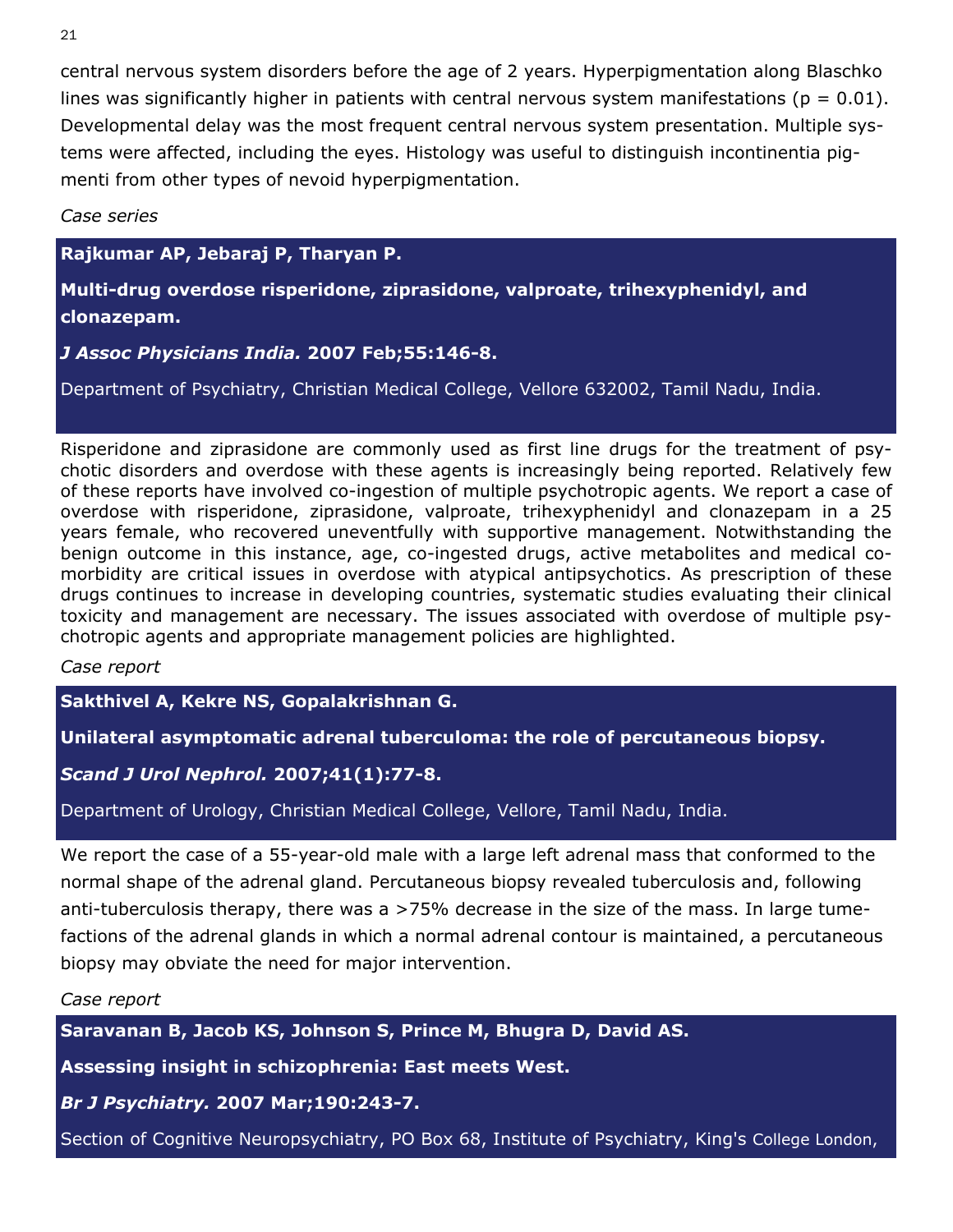central nervous system disorders before the age of 2 years. Hyperpigmentation along Blaschko lines was significantly higher in patients with central nervous system manifestations ($p = 0.01$). Developmental delay was the most frequent central nervous system presentation. Multiple systems were affected, including the eyes. Histology was useful to distinguish incontinentia pigmenti from other types of nevoid hyperpigmentation.

*Case series*

**Rajkumar AP, Jebaraj P, Tharyan P.**

**Multi-drug overdose risperidone, ziprasidone, valproate, trihexyphenidyl, and clonazepam.**

***J Assoc Physicians India.* 2007 Feb;55:146-8.**

Department of Psychiatry, Christian Medical College, Vellore 632002, Tamil Nadu, India.

Risperidone and ziprasidone are commonly used as first line drugs for the treatment of psychotic disorders and overdose with these agents is increasingly being reported. Relatively few of these reports have involved co-ingestion of multiple psychotropic agents. We report a case of overdose with risperidone, ziprasidone, valproate, trihexyphenidyl and clonazepam in a 25 years female, who recovered uneventfully with supportive management. Notwithstanding the benign outcome in this instance, age, co-ingested drugs, active metabolites and medical comorbidity are critical issues in overdose with atypical antipsychotics. As prescription of these drugs continues to increase in developing countries, systematic studies evaluating their clinical toxicity and management are necessary. The issues associated with overdose of multiple psychotropic agents and appropriate management policies are highlighted.

*Case report*

**Sakthivel A, Kekre NS, Gopalakrishnan G.**

**Unilateral asymptomatic adrenal tuberculoma: the role of percutaneous biopsy.**

***Scand J Urol Nephrol.* 2007;41(1):77-8.**

Department of Urology, Christian Medical College, Vellore, Tamil Nadu, India.

We report the case of a 55-year-old male with a large left adrenal mass that conformed to the normal shape of the adrenal gland. Percutaneous biopsy revealed tuberculosis and, following anti-tuberculosis therapy, there was a >75% decrease in the size of the mass. In large tumefactions of the adrenal glands in which a normal adrenal contour is maintained, a percutaneous biopsy may obviate the need for major intervention.

*Case report*

**Saravanan B, Jacob KS, Johnson S, Prince M, Bhugra D, David AS.**

**Assessing insight in schizophrenia: East meets West.**

***Br J Psychiatry.* 2007 Mar;190:243-7.**

Section of Cognitive Neuropsychiatry, PO Box 68, Institute of Psychiatry, King's College London,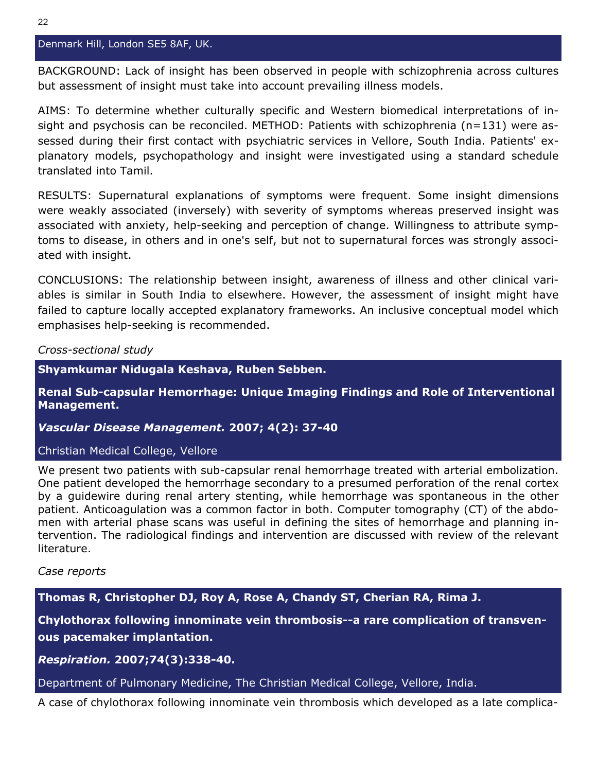Denmark Hill, London SE5 8AF, UK.

BACKGROUND: Lack of insight has been observed in people with schizophrenia across cultures but assessment of insight must take into account prevailing illness models.

AIMS: To determine whether culturally specific and Western biomedical interpretations of insight and psychosis can be reconciled. METHOD: Patients with schizophrenia (n=131) were assessed during their first contact with psychiatric services in Vellore, South India. Patients' explanatory models, psychopathology and insight were investigated using a standard schedule translated into Tamil.

RESULTS: Supernatural explanations of symptoms were frequent. Some insight dimensions were weakly associated (inversely) with severity of symptoms whereas preserved insight was associated with anxiety, help-seeking and perception of change. Willingness to attribute symptoms to disease, in others and in one's self, but not to supernatural forces was strongly associated with insight.

CONCLUSIONS: The relationship between insight, awareness of illness and other clinical variables is similar in South India to elsewhere. However, the assessment of insight might have failed to capture locally accepted explanatory frameworks. An inclusive conceptual model which emphasises help-seeking is recommended.

*Cross-sectional study*

**Shyamkumar Nidugala Keshava, Ruben Sebben.**

**Renal Sub-capsular Hemorrhage: Unique Imaging Findings and Role of Interventional Management.**

***Vascular Disease Management.* 2007; 4(2): 37-40**

Christian Medical College, Vellore

We present two patients with sub-capsular renal hemorrhage treated with arterial embolization. One patient developed the hemorrhage secondary to a presumed perforation of the renal cortex by a guidewire during renal artery stenting, while hemorrhage was spontaneous in the other patient. Anticoagulation was a common factor in both. Computer tomography (CT) of the abdomen with arterial phase scans was useful in defining the sites of hemorrhage and planning intervention. The radiological findings and intervention are discussed with review of the relevant literature.

*Case reports*

**Thomas R, Christopher DJ, Roy A, Rose A, Chandy ST, Cherian RA, Rima J.**

**Chylothorax following innominate vein thrombosis--a rare complication of transvenous pacemaker implantation.**

***Respiration.* 2007;74(3):338-40.**

Department of Pulmonary Medicine, The Christian Medical College, Vellore, India.

A case of chylothorax following innominate vein thrombosis which developed as a late complica-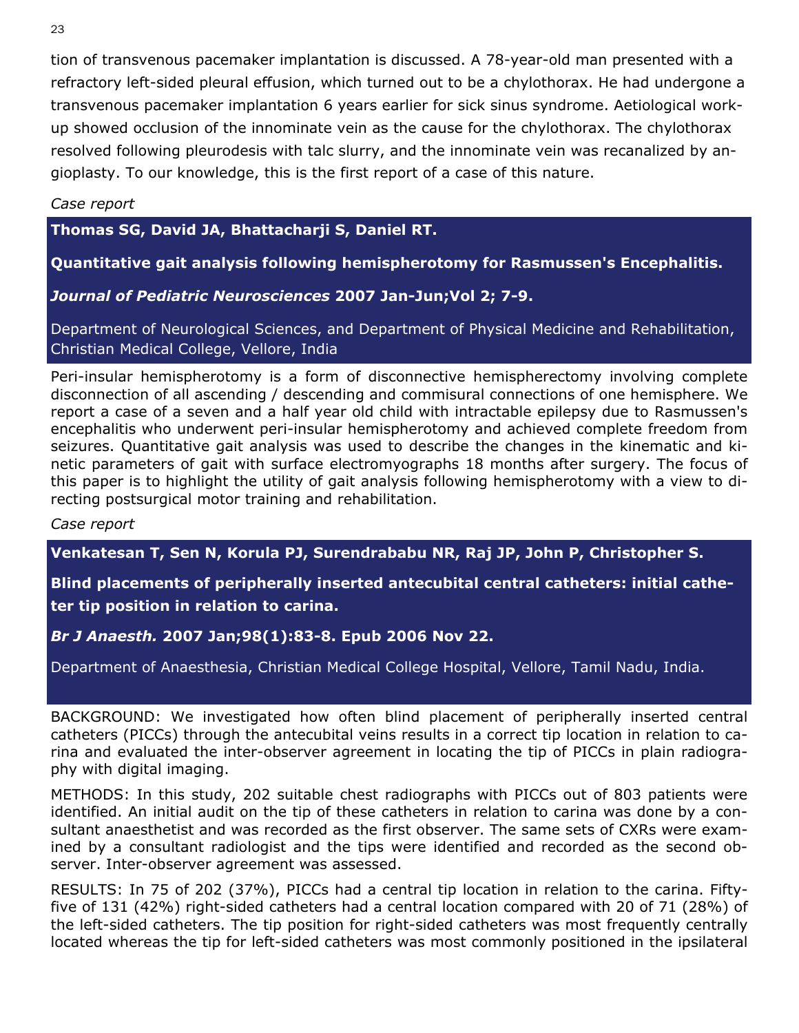tion of transvenous pacemaker implantation is discussed. A 78-year-old man presented with a refractory left-sided pleural effusion, which turned out to be a chylothorax. He had undergone a transvenous pacemaker implantation 6 years earlier for sick sinus syndrome. Aetiological work-up showed occlusion of the innominate vein as the cause for the chylothorax. The chylothorax resolved following pleurodesis with talc slurry, and the innominate vein was recanalized by angioplasty. To our knowledge, this is the first report of a case of this nature.

*Case report*

**Thomas SG, David JA, Bhattacharji S, Daniel RT.**

**Quantitative gait analysis following hemispherotomy for Rasmussen's Encephalitis.**

***Journal of Pediatric Neurosciences* 2007 Jan-Jun;Vol 2; 7-9.**

Department of Neurological Sciences, and Department of Physical Medicine and Rehabilitation, Christian Medical College, Vellore, India

Peri-insular hemispherotomy is a form of disconnective hemispherectomy involving complete disconnection of all ascending / descending and commisural connections of one hemisphere. We report a case of a seven and a half year old child with intractable epilepsy due to Rasmussen's encephalitis who underwent peri-insular hemispherotomy and achieved complete freedom from seizures. Quantitative gait analysis was used to describe the changes in the kinematic and kinetic parameters of gait with surface electromyographs 18 months after surgery. The focus of this paper is to highlight the utility of gait analysis following hemispherotomy with a view to directing postsurgical motor training and rehabilitation.

*Case report*

**Venkatesan T, Sen N, Korula PJ, Surendrababu NR, Raj JP, John P, Christopher S.**

**Blind placements of peripherally inserted antecubital central catheters: initial catheter tip position in relation to carina.**

***Br J Anaesth.* 2007 Jan;98(1):83-8. Epub 2006 Nov 22.**

Department of Anaesthesia, Christian Medical College Hospital, Vellore, Tamil Nadu, India.

BACKGROUND: We investigated how often blind placement of peripherally inserted central catheters (PICCs) through the antecubital veins results in a correct tip location in relation to carina and evaluated the inter-observer agreement in locating the tip of PICCs in plain radiography with digital imaging.

METHODS: In this study, 202 suitable chest radiographs with PICCs out of 803 patients were identified. An initial audit on the tip of these catheters in relation to carina was done by a consultant anaesthetist and was recorded as the first observer. The same sets of CXRs were examined by a consultant radiologist and the tips were identified and recorded as the second observer. Inter-observer agreement was assessed.

RESULTS: In 75 of 202 (37%), PICCs had a central tip location in relation to the carina. Fifty-five of 131 (42%) right-sided catheters had a central location compared with 20 of 71 (28%) of the left-sided catheters. The tip position for right-sided catheters was most frequently centrally located whereas the tip for left-sided catheters was most commonly positioned in the ipsilateral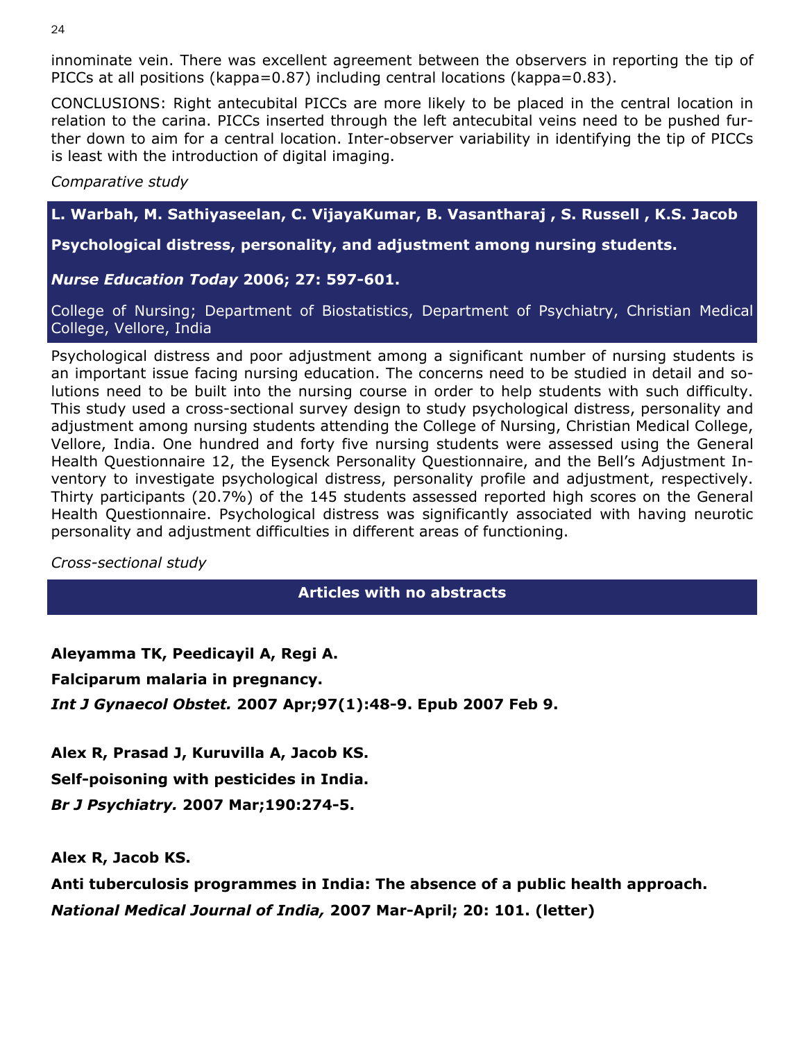innominate vein. There was excellent agreement between the observers in reporting the tip of PICCs at all positions (kappa=0.87) including central locations (kappa=0.83).

CONCLUSIONS: Right antecubital PICCs are more likely to be placed in the central location in relation to the carina. PICCs inserted through the left antecubital veins need to be pushed further down to aim for a central location. Inter-observer variability in identifying the tip of PICCs is least with the introduction of digital imaging.

*Comparative study*

**L. Warbah, M. Sathiyaseelan, C. VijayaKumar, B. Vasantharaj , S. Russell , K.S. Jacob**

**Psychological distress, personality, and adjustment among nursing students.**

***Nurse Education Today* 2006; 27: 597-601.**

College of Nursing; Department of Biostatistics, Department of Psychiatry, Christian Medical College, Vellore, India

Psychological distress and poor adjustment among a significant number of nursing students is an important issue facing nursing education. The concerns need to be studied in detail and solutions need to be built into the nursing course in order to help students with such difficulty. This study used a cross-sectional survey design to study psychological distress, personality and adjustment among nursing students attending the College of Nursing, Christian Medical College, Vellore, India. One hundred and forty five nursing students were assessed using the General Health Questionnaire 12, the Eysenck Personality Questionnaire, and the Bell's Adjustment Inventory to investigate psychological distress, personality profile and adjustment, respectively. Thirty participants (20.7%) of the 145 students assessed reported high scores on the General Health Questionnaire. Psychological distress was significantly associated with having neurotic personality and adjustment difficulties in different areas of functioning.

*Cross-sectional study*

## Articles with no abstracts

**Aleyamma TK, Peedicayil A, Regi A.**

**Falciparum malaria in pregnancy.**

***Int J Gynaecol Obstet.* 2007 Apr;97(1):48-9. Epub 2007 Feb 9.**

**Alex R, Prasad J, Kuruvilla A, Jacob KS.**

**Self-poisoning with pesticides in India.**

***Br J Psychiatry.* 2007 Mar;190:274-5.**

**Alex R, Jacob KS.**

**Anti tuberculosis programmes in India: The absence of a public health approach.**

***National Medical Journal of India,* 2007 Mar-April; 20: 101. (letter)**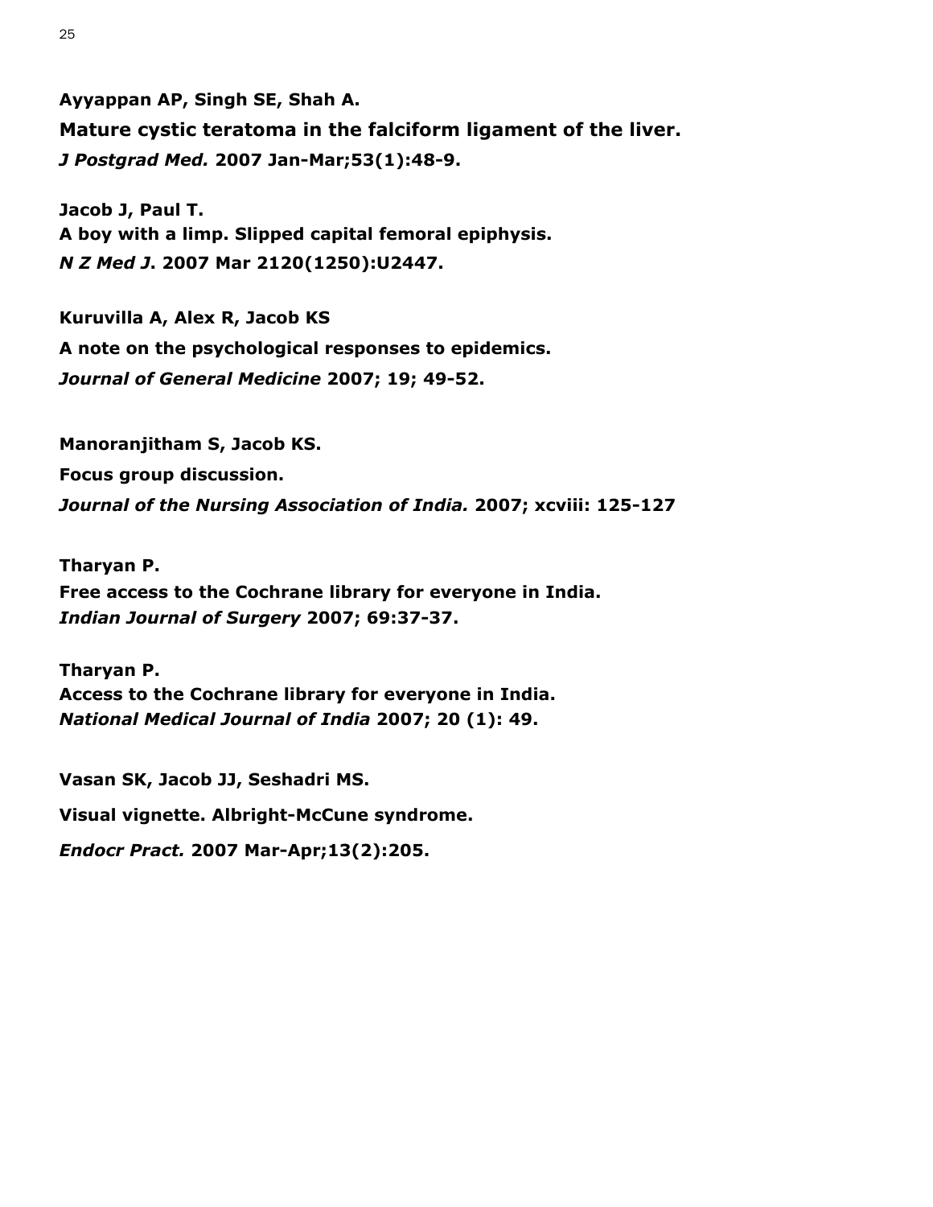**Ayyappan AP, Singh SE, Shah A.**
**Mature cystic teratoma in the falciform ligament of the liver.**
***J Postgrad Med.* 2007 Jan-Mar;53(1):48-9.**

**Jacob J, Paul T.**
**A boy with a limp. Slipped capital femoral epiphysis.**
***N Z Med J*. 2007 Mar 2120(1250):U2447.**

**Kuruvilla A, Alex R, Jacob KS**
**A note on the psychological responses to epidemics.**
***Journal of General Medicine* 2007; 19; 49-52.**

**Manoranjitham S, Jacob KS.**
**Focus group discussion.**
***Journal of the Nursing Association of India.* 2007; xcviii: 125-127**

**Tharyan P.**
**Free access to the Cochrane library for everyone in India.**
***Indian Journal of Surgery* 2007; 69:37-37.**

**Tharyan P.**
**Access to the Cochrane library for everyone in India.**
***National Medical Journal of India* 2007; 20 (1): 49.**

**Vasan SK, Jacob JJ, Seshadri MS.**
**Visual vignette. Albright-McCune syndrome.**
***Endocr Pract.* 2007 Mar-Apr;13(2):205.**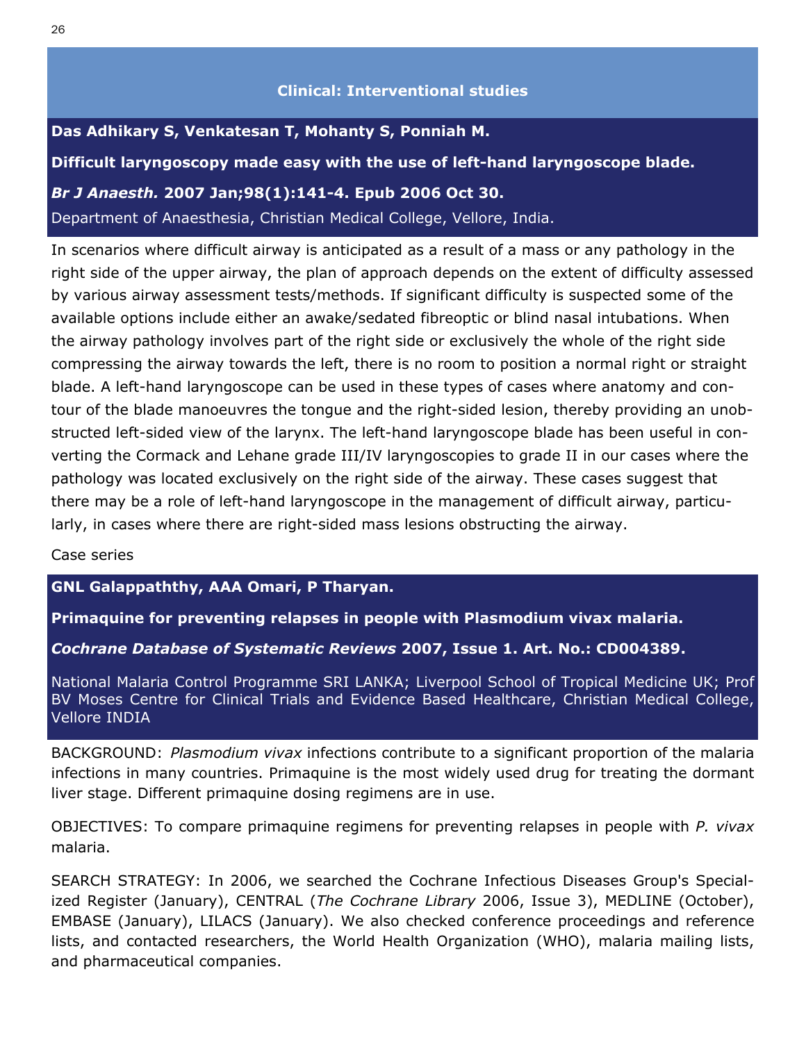## Clinical: Interventional studies

**Das Adhikary S, Venkatesan T, Mohanty S, Ponniah M.**

**Difficult laryngoscopy made easy with the use of left-hand laryngoscope blade.**

***Br J Anaesth.* 2007 Jan;98(1):141-4. Epub 2006 Oct 30.**

Department of Anaesthesia, Christian Medical College, Vellore, India.

In scenarios where difficult airway is anticipated as a result of a mass or any pathology in the right side of the upper airway, the plan of approach depends on the extent of difficulty assessed by various airway assessment tests/methods. If significant difficulty is suspected some of the available options include either an awake/sedated fibreoptic or blind nasal intubations. When the airway pathology involves part of the right side or exclusively the whole of the right side compressing the airway towards the left, there is no room to position a normal right or straight blade. A left-hand laryngoscope can be used in these types of cases where anatomy and contour of the blade manoeuvres the tongue and the right-sided lesion, thereby providing an unobstructed left-sided view of the larynx. The left-hand laryngoscope blade has been useful in converting the Cormack and Lehane grade III/IV laryngoscopies to grade II in our cases where the pathology was located exclusively on the right side of the airway. These cases suggest that there may be a role of left-hand laryngoscope in the management of difficult airway, particularly, in cases where there are right-sided mass lesions obstructing the airway.

Case series

**GNL Galappaththy, AAA Omari, P Tharyan.**

**Primaquine for preventing relapses in people with Plasmodium vivax malaria.**

***Cochrane Database of Systematic Reviews* 2007, Issue 1. Art. No.: CD004389.**

National Malaria Control Programme SRI LANKA; Liverpool School of Tropical Medicine UK; Prof BV Moses Centre for Clinical Trials and Evidence Based Healthcare, Christian Medical College, Vellore INDIA

BACKGROUND: *Plasmodium vivax* infections contribute to a significant proportion of the malaria infections in many countries. Primaquine is the most widely used drug for treating the dormant liver stage. Different primaquine dosing regimens are in use.

OBJECTIVES: To compare primaquine regimens for preventing relapses in people with *P. vivax* malaria.

SEARCH STRATEGY: In 2006, we searched the Cochrane Infectious Diseases Group's Specialized Register (January), CENTRAL (*The Cochrane Library* 2006, Issue 3), MEDLINE (October), EMBASE (January), LILACS (January). We also checked conference proceedings and reference lists, and contacted researchers, the World Health Organization (WHO), malaria mailing lists, and pharmaceutical companies.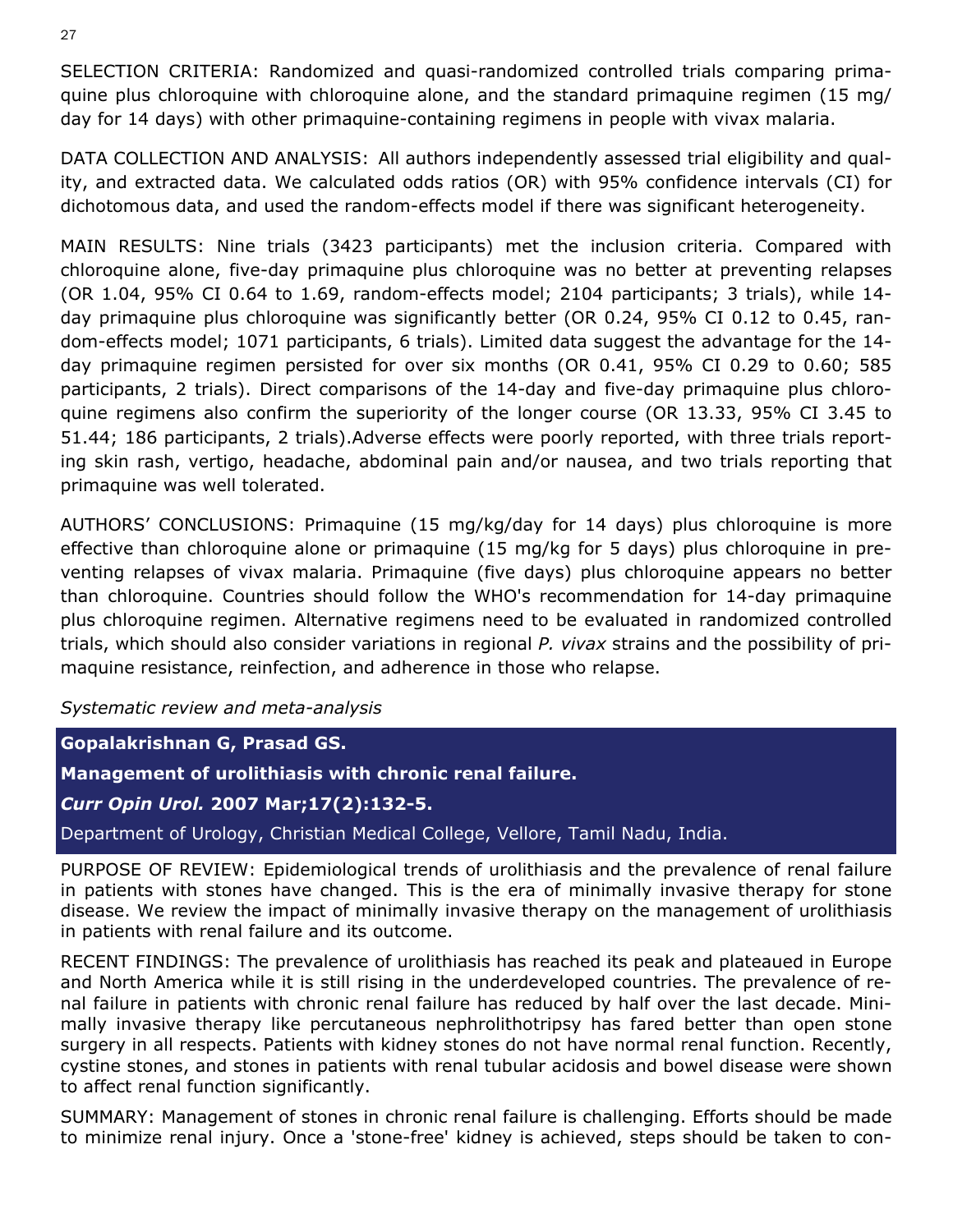SELECTION CRITERIA: Randomized and quasi-randomized controlled trials comparing primaquine plus chloroquine with chloroquine alone, and the standard primaquine regimen (15 mg/day for 14 days) with other primaquine-containing regimens in people with vivax malaria.

DATA COLLECTION AND ANALYSIS: All authors independently assessed trial eligibility and quality, and extracted data. We calculated odds ratios (OR) with 95% confidence intervals (CI) for dichotomous data, and used the random-effects model if there was significant heterogeneity.

MAIN RESULTS: Nine trials (3423 participants) met the inclusion criteria. Compared with chloroquine alone, five-day primaquine plus chloroquine was no better at preventing relapses (OR 1.04, 95% CI 0.64 to 1.69, random-effects model; 2104 participants; 3 trials), while 14-day primaquine plus chloroquine was significantly better (OR 0.24, 95% CI 0.12 to 0.45, random-effects model; 1071 participants, 6 trials). Limited data suggest the advantage for the 14-day primaquine regimen persisted for over six months (OR 0.41, 95% CI 0.29 to 0.60; 585 participants, 2 trials). Direct comparisons of the 14-day and five-day primaquine plus chloroquine regimens also confirm the superiority of the longer course (OR 13.33, 95% CI 3.45 to 51.44; 186 participants, 2 trials).Adverse effects were poorly reported, with three trials reporting skin rash, vertigo, headache, abdominal pain and/or nausea, and two trials reporting that primaquine was well tolerated.

AUTHORS' CONCLUSIONS: Primaquine (15 mg/kg/day for 14 days) plus chloroquine is more effective than chloroquine alone or primaquine (15 mg/kg for 5 days) plus chloroquine in preventing relapses of vivax malaria. Primaquine (five days) plus chloroquine appears no better than chloroquine. Countries should follow the WHO's recommendation for 14-day primaquine plus chloroquine regimen. Alternative regimens need to be evaluated in randomized controlled trials, which should also consider variations in regional *P. vivax* strains and the possibility of primaquine resistance, reinfection, and adherence in those who relapse.

*Systematic review and meta-analysis*

**Gopalakrishnan G, Prasad GS.**

**Management of urolithiasis with chronic renal failure.**

***Curr Opin Urol.* 2007 Mar;17(2):132-5.**

Department of Urology, Christian Medical College, Vellore, Tamil Nadu, India.

PURPOSE OF REVIEW: Epidemiological trends of urolithiasis and the prevalence of renal failure in patients with stones have changed. This is the era of minimally invasive therapy for stone disease. We review the impact of minimally invasive therapy on the management of urolithiasis in patients with renal failure and its outcome.

RECENT FINDINGS: The prevalence of urolithiasis has reached its peak and plateaued in Europe and North America while it is still rising in the underdeveloped countries. The prevalence of renal failure in patients with chronic renal failure has reduced by half over the last decade. Minimally invasive therapy like percutaneous nephrolithotripsy has fared better than open stone surgery in all respects. Patients with kidney stones do not have normal renal function. Recently, cystine stones, and stones in patients with renal tubular acidosis and bowel disease were shown to affect renal function significantly.

SUMMARY: Management of stones in chronic renal failure is challenging. Efforts should be made to minimize renal injury. Once a 'stone-free' kidney is achieved, steps should be taken to con-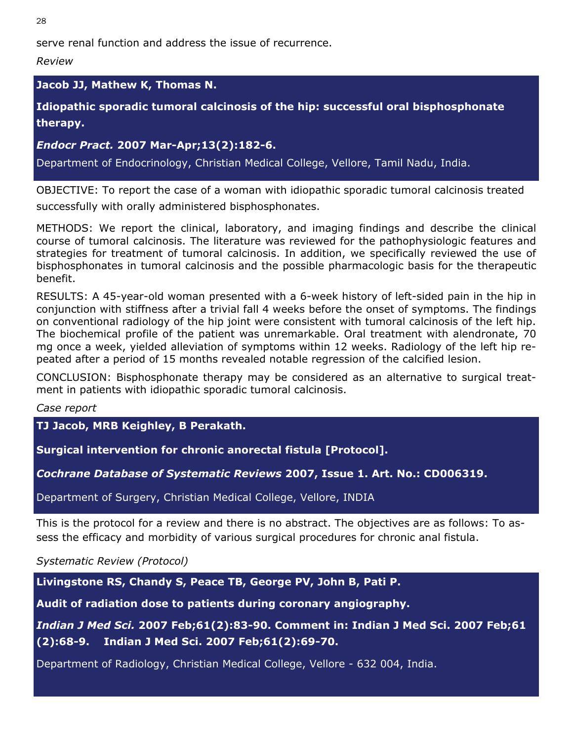serve renal function and address the issue of recurrence.

*Review*

**Jacob JJ, Mathew K, Thomas N.**

**Idiopathic sporadic tumoral calcinosis of the hip: successful oral bisphosphonate therapy.**

***Endocr Pract.* 2007 Mar-Apr;13(2):182-6.**

Department of Endocrinology, Christian Medical College, Vellore, Tamil Nadu, India.

OBJECTIVE: To report the case of a woman with idiopathic sporadic tumoral calcinosis treated successfully with orally administered bisphosphonates.

METHODS: We report the clinical, laboratory, and imaging findings and describe the clinical course of tumoral calcinosis. The literature was reviewed for the pathophysiologic features and strategies for treatment of tumoral calcinosis. In addition, we specifically reviewed the use of bisphosphonates in tumoral calcinosis and the possible pharmacologic basis for the therapeutic benefit.

RESULTS: A 45-year-old woman presented with a 6-week history of left-sided pain in the hip in conjunction with stiffness after a trivial fall 4 weeks before the onset of symptoms. The findings on conventional radiology of the hip joint were consistent with tumoral calcinosis of the left hip. The biochemical profile of the patient was unremarkable. Oral treatment with alendronate, 70 mg once a week, yielded alleviation of symptoms within 12 weeks. Radiology of the left hip repeated after a period of 15 months revealed notable regression of the calcified lesion.

CONCLUSION: Bisphosphonate therapy may be considered as an alternative to surgical treatment in patients with idiopathic sporadic tumoral calcinosis.

*Case report*

**TJ Jacob, MRB Keighley, B Perakath.**

**Surgical intervention for chronic anorectal fistula [Protocol].**

***Cochrane Database of Systematic Reviews* 2007, Issue 1. Art. No.: CD006319.**

Department of Surgery, Christian Medical College, Vellore, INDIA

This is the protocol for a review and there is no abstract. The objectives are as follows: To assess the efficacy and morbidity of various surgical procedures for chronic anal fistula.

*Systematic Review (Protocol)*

**Livingstone RS, Chandy S, Peace TB, George PV, John B, Pati P.**

**Audit of radiation dose to patients during coronary angiography.**

***Indian J Med Sci.* 2007 Feb;61(2):83-90. Comment in: Indian J Med Sci. 2007 Feb;61(2):68-9. Indian J Med Sci. 2007 Feb;61(2):69-70.**

Department of Radiology, Christian Medical College, Vellore - 632 004, India.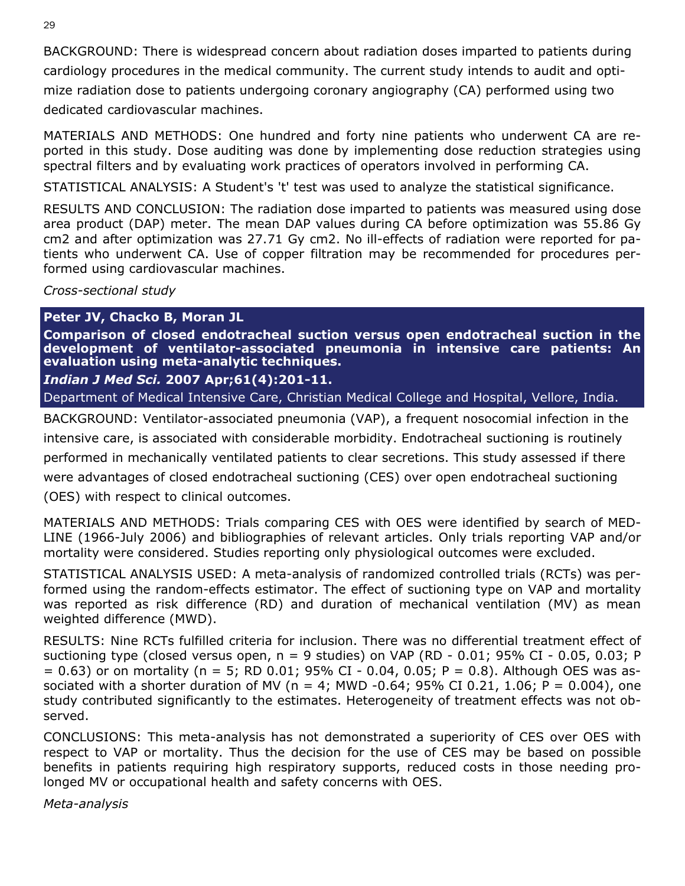BACKGROUND: There is widespread concern about radiation doses imparted to patients during cardiology procedures in the medical community. The current study intends to audit and optimize radiation dose to patients undergoing coronary angiography (CA) performed using two dedicated cardiovascular machines.

MATERIALS AND METHODS: One hundred and forty nine patients who underwent CA are reported in this study. Dose auditing was done by implementing dose reduction strategies using spectral filters and by evaluating work practices of operators involved in performing CA.

STATISTICAL ANALYSIS: A Student's 't' test was used to analyze the statistical significance.

RESULTS AND CONCLUSION: The radiation dose imparted to patients was measured using dose area product (DAP) meter. The mean DAP values during CA before optimization was 55.86 Gy cm2 and after optimization was 27.71 Gy cm2. No ill-effects of radiation were reported for patients who underwent CA. Use of copper filtration may be recommended for procedures performed using cardiovascular machines.

*Cross-sectional study*

**Peter JV, Chacko B, Moran JL**

**Comparison of closed endotracheal suction versus open endotracheal suction in the development of ventilator-associated pneumonia in intensive care patients: An evaluation using meta-analytic techniques.**

***Indian J Med Sci.* 2007 Apr;61(4):201-11.**

Department of Medical Intensive Care, Christian Medical College and Hospital, Vellore, India.

BACKGROUND: Ventilator-associated pneumonia (VAP), a frequent nosocomial infection in the intensive care, is associated with considerable morbidity. Endotracheal suctioning is routinely performed in mechanically ventilated patients to clear secretions. This study assessed if there were advantages of closed endotracheal suctioning (CES) over open endotracheal suctioning (OES) with respect to clinical outcomes.

MATERIALS AND METHODS: Trials comparing CES with OES were identified by search of MEDLINE (1966-July 2006) and bibliographies of relevant articles. Only trials reporting VAP and/or mortality were considered. Studies reporting only physiological outcomes were excluded.

STATISTICAL ANALYSIS USED: A meta-analysis of randomized controlled trials (RCTs) was performed using the random-effects estimator. The effect of suctioning type on VAP and mortality was reported as risk difference (RD) and duration of mechanical ventilation (MV) as mean weighted difference (MWD).

RESULTS: Nine RCTs fulfilled criteria for inclusion. There was no differential treatment effect of suctioning type (closed versus open, $n = 9$ studies) on VAP (RD - 0.01; 95% CI - 0.05, 0.03; $P = 0.63$) or on mortality ($n = 5$; RD 0.01; 95% CI - 0.04, 0.05; $P = 0.8$). Although OES was associated with a shorter duration of MV ($n = 4$; MWD -0.64; 95% CI 0.21, 1.06; $P = 0.004$), one study contributed significantly to the estimates. Heterogeneity of treatment effects was not observed.

CONCLUSIONS: This meta-analysis has not demonstrated a superiority of CES over OES with respect to VAP or mortality. Thus the decision for the use of CES may be based on possible benefits in patients requiring high respiratory supports, reduced costs in those needing prolonged MV or occupational health and safety concerns with OES.

*Meta-analysis*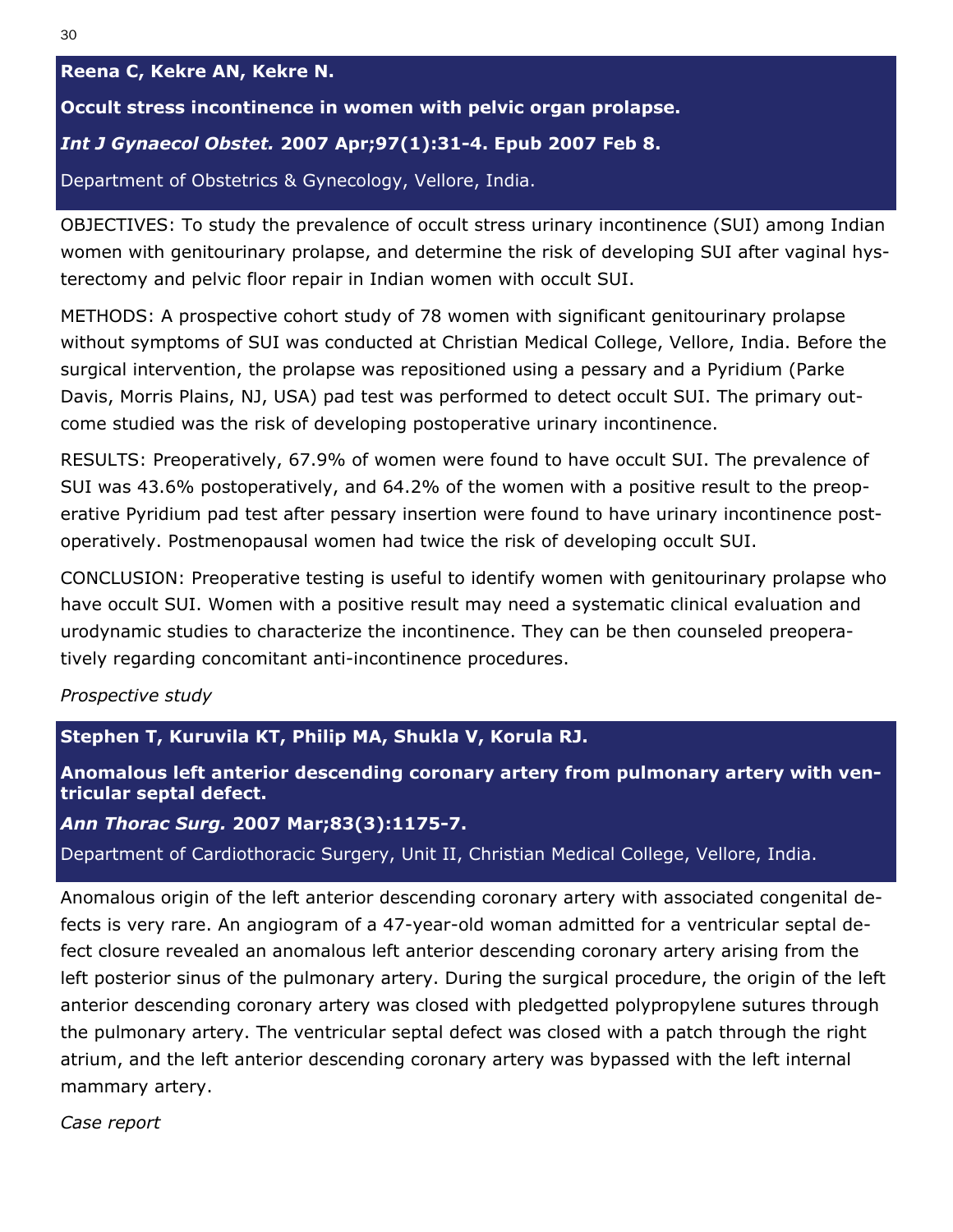**Reena C, Kekre AN, Kekre N.**

**Occult stress incontinence in women with pelvic organ prolapse.**

***Int J Gynaecol Obstet.* 2007 Apr;97(1):31-4. Epub 2007 Feb 8.**

Department of Obstetrics & Gynecology, Vellore, India.

OBJECTIVES: To study the prevalence of occult stress urinary incontinence (SUI) among Indian women with genitourinary prolapse, and determine the risk of developing SUI after vaginal hysterectomy and pelvic floor repair in Indian women with occult SUI.

METHODS: A prospective cohort study of 78 women with significant genitourinary prolapse without symptoms of SUI was conducted at Christian Medical College, Vellore, India. Before the surgical intervention, the prolapse was repositioned using a pessary and a Pyridium (Parke Davis, Morris Plains, NJ, USA) pad test was performed to detect occult SUI. The primary outcome studied was the risk of developing postoperative urinary incontinence.

RESULTS: Preoperatively, 67.9% of women were found to have occult SUI. The prevalence of SUI was 43.6% postoperatively, and 64.2% of the women with a positive result to the preoperative Pyridium pad test after pessary insertion were found to have urinary incontinence postoperatively. Postmenopausal women had twice the risk of developing occult SUI.

CONCLUSION: Preoperative testing is useful to identify women with genitourinary prolapse who have occult SUI. Women with a positive result may need a systematic clinical evaluation and urodynamic studies to characterize the incontinence. They can be then counseled preoperatively regarding concomitant anti-incontinence procedures.

*Prospective study*

**Stephen T, Kuruvila KT, Philip MA, Shukla V, Korula RJ.**

**Anomalous left anterior descending coronary artery from pulmonary artery with ventricular septal defect.**

***Ann Thorac Surg.* 2007 Mar;83(3):1175-7.**

Department of Cardiothoracic Surgery, Unit II, Christian Medical College, Vellore, India.

Anomalous origin of the left anterior descending coronary artery with associated congenital defects is very rare. An angiogram of a 47-year-old woman admitted for a ventricular septal defect closure revealed an anomalous left anterior descending coronary artery arising from the left posterior sinus of the pulmonary artery. During the surgical procedure, the origin of the left anterior descending coronary artery was closed with pledgetted polypropylene sutures through the pulmonary artery. The ventricular septal defect was closed with a patch through the right atrium, and the left anterior descending coronary artery was bypassed with the left internal mammary artery.

*Case report*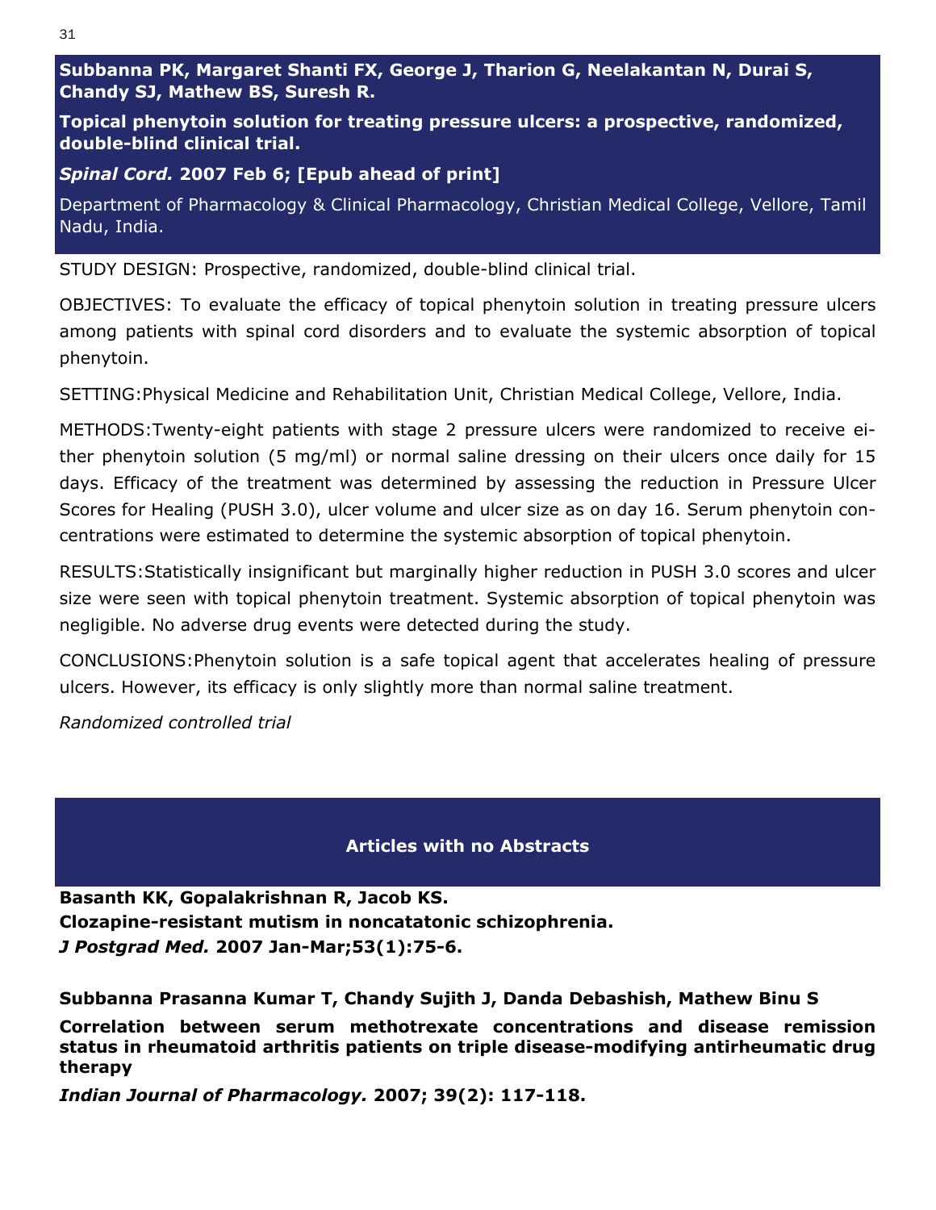**Subbanna PK, Margaret Shanti FX, George J, Tharion G, Neelakantan N, Durai S, Chandy SJ, Mathew BS, Suresh R.**

**Topical phenytoin solution for treating pressure ulcers: a prospective, randomized, double-blind clinical trial.**

***Spinal Cord.* 2007 Feb 6; [Epub ahead of print]**

Department of Pharmacology & Clinical Pharmacology, Christian Medical College, Vellore, Tamil Nadu, India.

STUDY DESIGN: Prospective, randomized, double-blind clinical trial.

OBJECTIVES: To evaluate the efficacy of topical phenytoin solution in treating pressure ulcers among patients with spinal cord disorders and to evaluate the systemic absorption of topical phenytoin.

SETTING:Physical Medicine and Rehabilitation Unit, Christian Medical College, Vellore, India.

METHODS:Twenty-eight patients with stage 2 pressure ulcers were randomized to receive either phenytoin solution (5 mg/ml) or normal saline dressing on their ulcers once daily for 15 days. Efficacy of the treatment was determined by assessing the reduction in Pressure Ulcer Scores for Healing (PUSH 3.0), ulcer volume and ulcer size as on day 16. Serum phenytoin concentrations were estimated to determine the systemic absorption of topical phenytoin.

RESULTS:Statistically insignificant but marginally higher reduction in PUSH 3.0 scores and ulcer size were seen with topical phenytoin treatment. Systemic absorption of topical phenytoin was negligible. No adverse drug events were detected during the study.

CONCLUSIONS:Phenytoin solution is a safe topical agent that accelerates healing of pressure ulcers. However, its efficacy is only slightly more than normal saline treatment.

*Randomized controlled trial*

## Articles with no Abstracts

**Basanth KK, Gopalakrishnan R, Jacob KS.**
**Clozapine-resistant mutism in noncatatonic schizophrenia.**
***J Postgrad Med.* 2007 Jan-Mar;53(1):75-6.**

**Subbanna Prasanna Kumar T, Chandy Sujith J, Danda Debashish, Mathew Binu S**

**Correlation between serum methotrexate concentrations and disease remission status in rheumatoid arthritis patients on triple disease-modifying antirheumatic drug therapy**

***Indian Journal of Pharmacology.* 2007; 39(2): 117-118.**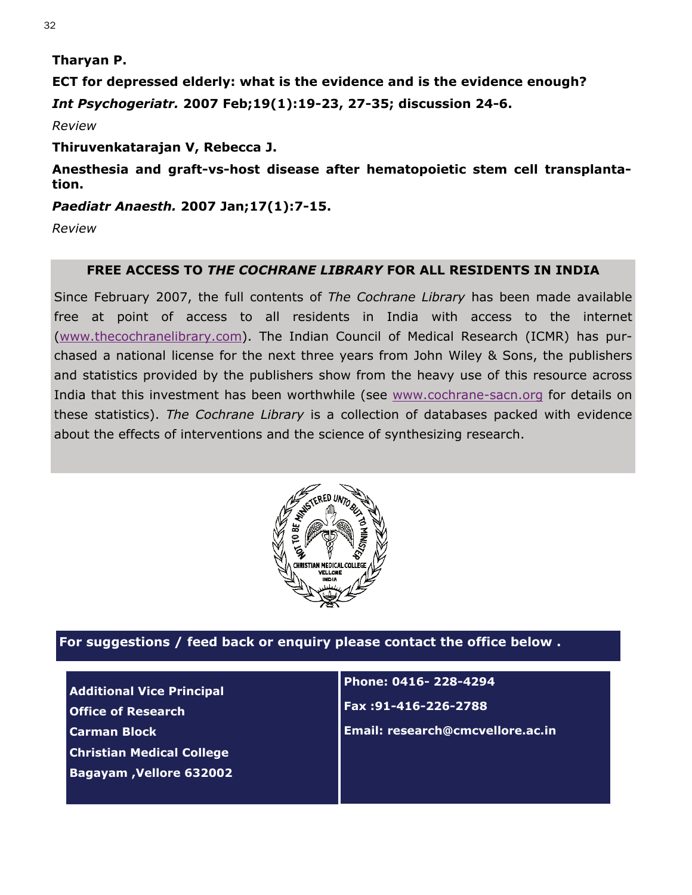**Tharyan P.**

**ECT for depressed elderly: what is the evidence and is the evidence enough?**

***Int Psychogeriatr.*** **2007 Feb;19(1):19-23, 27-35; discussion 24-6.**

*Review*

**Thiruvenkatarajan V, Rebecca J.**

**Anesthesia and graft-vs-host disease after hematopoietic stem cell transplantation.**

***Paediatr Anaesth.*** **2007 Jan;17(1):7-15.**

*Review*

**FREE ACCESS TO *THE COCHRANE LIBRARY* FOR ALL RESIDENTS IN INDIA**

Since February 2007, the full contents of *The Cochrane Library* has been made available free at point of access to all residents in India with access to the internet (www.thecochranelibrary.com). The Indian Council of Medical Research (ICMR) has purchased a national license for the next three years from John Wiley & Sons, the publishers and statistics provided by the publishers show from the heavy use of this resource across India that this investment has been worthwhile (see www.cochrane-sacn.org for details on these statistics). *The Cochrane Library* is a collection of databases packed with evidence about the effects of interventions and the science of synthesizing research.

NOT TO BE MINISTERED UNTO BUT TO MINISTER

CHRISTIAN MEDICAL COLLEGE
VELLORE
INDIA

**For suggestions / feed back or enquiry please contact the office below .**

**Additional Vice Principal**
**Office of Research**
**Carman Block**
**Christian Medical College**
**Bagayam ,Vellore 632002**

**Phone: 0416- 228-4294**
**Fax :91-416-226-2788**
**Email: research@cmcvellore.ac.in**